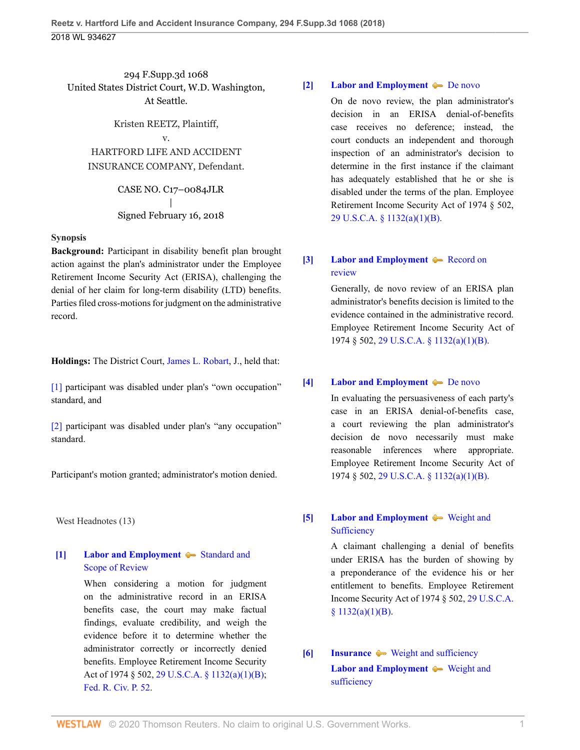294 F.Supp.3d 1068
United States District Court, W.D. Washington,
At Seattle.

Kristen REETZ, Plaintiff,
v.
HARTFORD LIFE AND ACCIDENT INSURANCE COMPANY, Defendant.

CASE NO. C17–0084JLR
|
Signed February 16, 2018

**Synopsis**

**Background:** Participant in disability benefit plan brought action against the plan's administrator under the Employee Retirement Income Security Act (ERISA), challenging the denial of her claim for long-term disability (LTD) benefits. Parties filed cross-motions for judgment on the administrative record.

**Holdings:** The District Court, James L. Robart, J., held that:

[1] participant was disabled under plan's "own occupation" standard, and

[2] participant was disabled under plan's "any occupation" standard.

Participant's motion granted; administrator's motion denied.

West Headnotes (13)

**[1] Labor and Employment** — Standard and Scope of Review

When considering a motion for judgment on the administrative record in an ERISA benefits case, the court may make factual findings, evaluate credibility, and weigh the evidence before it to determine whether the administrator correctly or incorrectly denied benefits. Employee Retirement Income Security Act of 1974 § 502, 29 U.S.C.A. § 1132(a)(1)(B); Fed. R. Civ. P. 52.

**[2] Labor and Employment** — De novo

On de novo review, the plan administrator's decision in an ERISA denial-of-benefits case receives no deference; instead, the court conducts an independent and thorough inspection of an administrator's decision to determine in the first instance if the claimant has adequately established that he or she is disabled under the terms of the plan. Employee Retirement Income Security Act of 1974 § 502, 29 U.S.C.A. § 1132(a)(1)(B).

**[3] Labor and Employment** — Record on review

Generally, de novo review of an ERISA plan administrator's benefits decision is limited to the evidence contained in the administrative record. Employee Retirement Income Security Act of 1974 § 502, 29 U.S.C.A. § 1132(a)(1)(B).

**[4] Labor and Employment** — De novo

In evaluating the persuasiveness of each party's case in an ERISA denial-of-benefits case, a court reviewing the plan administrator's decision de novo necessarily must make reasonable inferences where appropriate. Employee Retirement Income Security Act of 1974 § 502, 29 U.S.C.A. § 1132(a)(1)(B).

**[5] Labor and Employment** — Weight and Sufficiency

A claimant challenging a denial of benefits under ERISA has the burden of showing by a preponderance of the evidence his or her entitlement to benefits. Employee Retirement Income Security Act of 1974 § 502, 29 U.S.C.A. § 1132(a)(1)(B).

**[6] Insurance** — Weight and sufficiency
**Labor and Employment** — Weight and sufficiency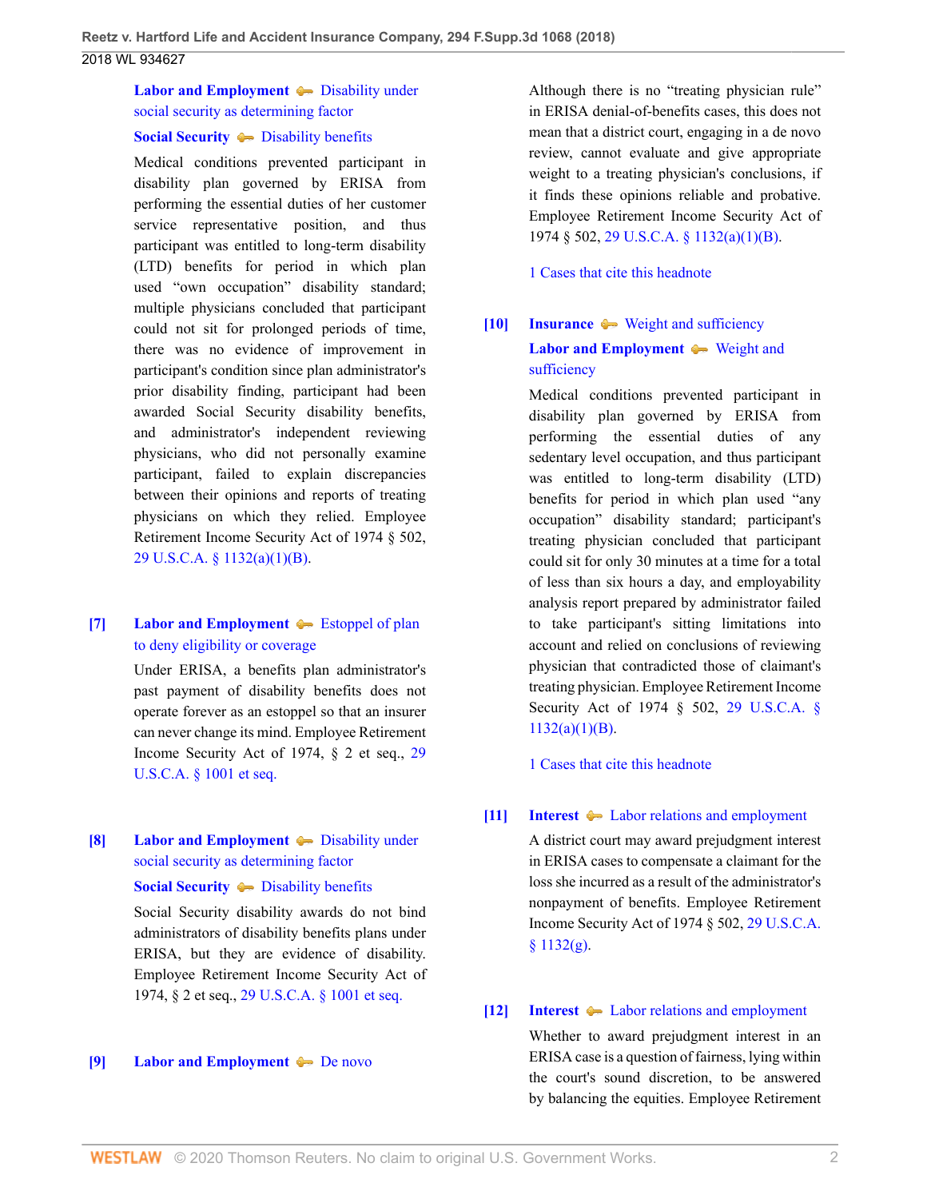**Labor and Employment** ⊶ Disability under social security as determining factor

**Social Security** ⊶ Disability benefits

Medical conditions prevented participant in disability plan governed by ERISA from performing the essential duties of her customer service representative position, and thus participant was entitled to long-term disability (LTD) benefits for period in which plan used "own occupation" disability standard; multiple physicians concluded that participant could not sit for prolonged periods of time, there was no evidence of improvement in participant's condition since plan administrator's prior disability finding, participant had been awarded Social Security disability benefits, and administrator's independent reviewing physicians, who did not personally examine participant, failed to explain discrepancies between their opinions and reports of treating physicians on which they relied. Employee Retirement Income Security Act of 1974 § 502, 29 U.S.C.A. § 1132(a)(1)(B).

**[7]** **Labor and Employment** ⊶ Estoppel of plan to deny eligibility or coverage

Under ERISA, a benefits plan administrator's past payment of disability benefits does not operate forever as an estoppel so that an insurer can never change its mind. Employee Retirement Income Security Act of 1974, § 2 et seq., 29 U.S.C.A. § 1001 et seq.

**[8]** **Labor and Employment** ⊶ Disability under social security as determining factor

**Social Security** ⊶ Disability benefits

Social Security disability awards do not bind administrators of disability benefits plans under ERISA, but they are evidence of disability. Employee Retirement Income Security Act of 1974, § 2 et seq., 29 U.S.C.A. § 1001 et seq.

**[9]** **Labor and Employment** ⊶ De novo

Although there is no "treating physician rule" in ERISA denial-of-benefits cases, this does not mean that a district court, engaging in a de novo review, cannot evaluate and give appropriate weight to a treating physician's conclusions, if it finds these opinions reliable and probative. Employee Retirement Income Security Act of 1974 § 502, 29 U.S.C.A. § 1132(a)(1)(B).

1 Cases that cite this headnote

**[10]** **Insurance** ⊶ Weight and sufficiency

**Labor and Employment** ⊶ Weight and sufficiency

Medical conditions prevented participant in disability plan governed by ERISA from performing the essential duties of any sedentary level occupation, and thus participant was entitled to long-term disability (LTD) benefits for period in which plan used "any occupation" disability standard; participant's treating physician concluded that participant could sit for only 30 minutes at a time for a total of less than six hours a day, and employability analysis report prepared by administrator failed to take participant's sitting limitations into account and relied on conclusions of reviewing physician that contradicted those of claimant's treating physician. Employee Retirement Income Security Act of 1974 § 502, 29 U.S.C.A. § 1132(a)(1)(B).

1 Cases that cite this headnote

**[11]** **Interest** ⊶ Labor relations and employment

A district court may award prejudgment interest in ERISA cases to compensate a claimant for the loss she incurred as a result of the administrator's nonpayment of benefits. Employee Retirement Income Security Act of 1974 § 502, 29 U.S.C.A. § 1132(g).

**[12]** **Interest** ⊶ Labor relations and employment

Whether to award prejudgment interest in an ERISA case is a question of fairness, lying within the court's sound discretion, to be answered by balancing the equities. Employee Retirement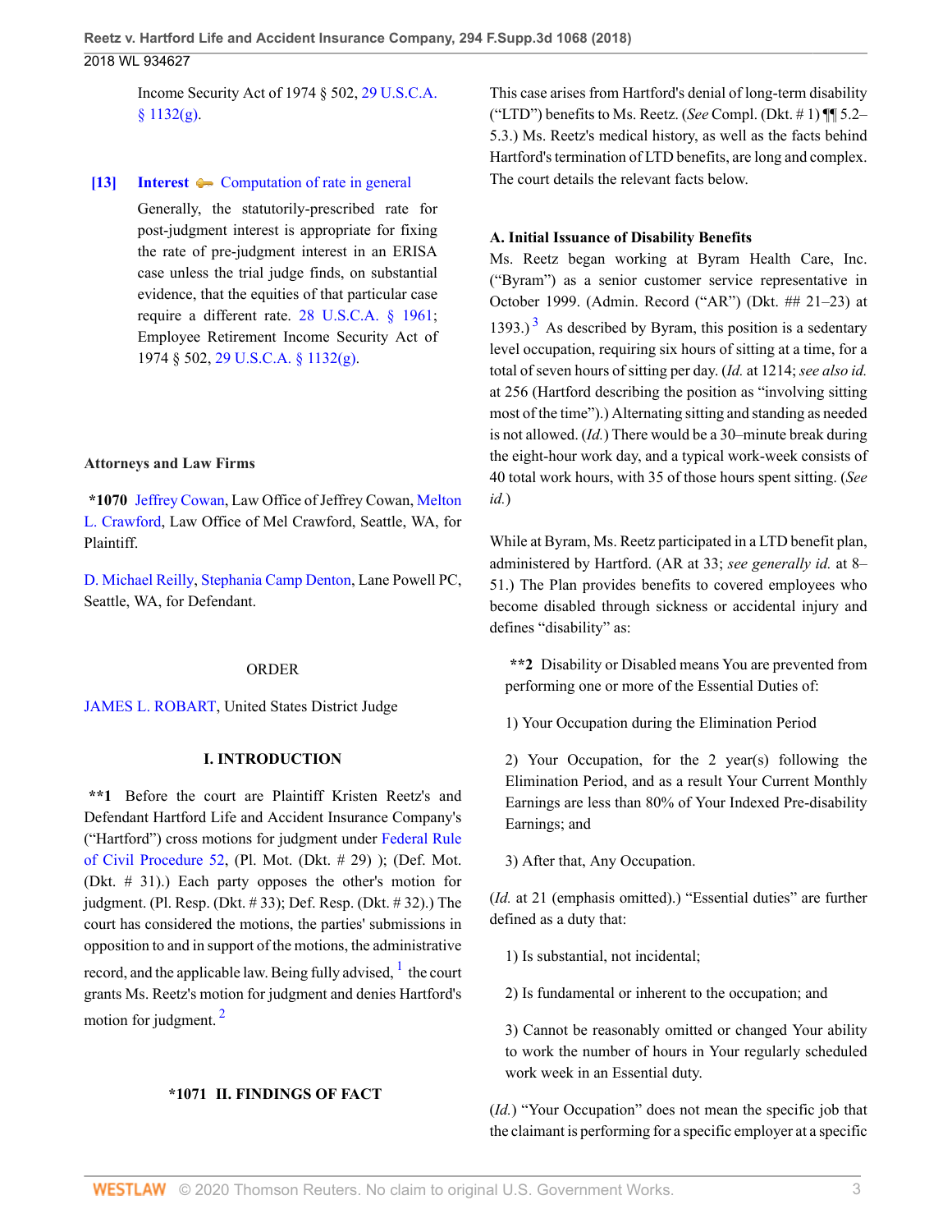Income Security Act of 1974 § 502, 29 U.S.C.A. § 1132(g).

**[13]** **Interest** Computation of rate in general

Generally, the statutorily-prescribed rate for post-judgment interest is appropriate for fixing the rate of pre-judgment interest in an ERISA case unless the trial judge finds, on substantial evidence, that the equities of that particular case require a different rate. 28 U.S.C.A. § 1961; Employee Retirement Income Security Act of 1974 § 502, 29 U.S.C.A. § 1132(g).

**Attorneys and Law Firms**

**\*1070** Jeffrey Cowan, Law Office of Jeffrey Cowan, Melton L. Crawford, Law Office of Mel Crawford, Seattle, WA, for Plaintiff.

D. Michael Reilly, Stephania Camp Denton, Lane Powell PC, Seattle, WA, for Defendant.

ORDER

JAMES L. ROBART, United States District Judge

## I. INTRODUCTION

**\*\*1** Before the court are Plaintiff Kristen Reetz's and Defendant Hartford Life and Accident Insurance Company's ("Hartford") cross motions for judgment under Federal Rule of Civil Procedure 52, (Pl. Mot. (Dkt. # 29) ); (Def. Mot. (Dkt. # 31).) Each party opposes the other's motion for judgment. (Pl. Resp. (Dkt. # 33); Def. Resp. (Dkt. # 32).) The court has considered the motions, the parties' submissions in opposition to and in support of the motions, the administrative record, and the applicable law. Being fully advised, [1] the court grants Ms. Reetz's motion for judgment and denies Hartford's motion for judgment. [2]

## \*1071 II. FINDINGS OF FACT

This case arises from Hartford's denial of long-term disability ("LTD") benefits to Ms. Reetz. (*See* Compl. (Dkt. # 1) ¶¶ 5.2–5.3.) Ms. Reetz's medical history, as well as the facts behind Hartford's termination of LTD benefits, are long and complex. The court details the relevant facts below.

### A. Initial Issuance of Disability Benefits

Ms. Reetz began working at Byram Health Care, Inc. ("Byram") as a senior customer service representative in October 1999. (Admin. Record ("AR") (Dkt. ## 21–23) at 1393.) [3] As described by Byram, this position is a sedentary level occupation, requiring six hours of sitting at a time, for a total of seven hours of sitting per day. (*Id.* at 1214; *see also id.* at 256 (Hartford describing the position as "involving sitting most of the time").) Alternating sitting and standing as needed is not allowed. (*Id.*) There would be a 30–minute break during the eight-hour work day, and a typical work-week consists of 40 total work hours, with 35 of those hours spent sitting. (*See id.*)

While at Byram, Ms. Reetz participated in a LTD benefit plan, administered by Hartford. (AR at 33; *see generally id.* at 8–51.) The Plan provides benefits to covered employees who become disabled through sickness or accidental injury and defines "disability" as:

> **\*\*2** Disability or Disabled means You are prevented from performing one or more of the Essential Duties of:
>
> 1) Your Occupation during the Elimination Period
>
> 2) Your Occupation, for the 2 year(s) following the Elimination Period, and as a result Your Current Monthly Earnings are less than 80% of Your Indexed Pre-disability Earnings; and
>
> 3) After that, Any Occupation.

(*Id.* at 21 (emphasis omitted).) "Essential duties" are further defined as a duty that:

> 1) Is substantial, not incidental;
>
> 2) Is fundamental or inherent to the occupation; and
>
> 3) Cannot be reasonably omitted or changed Your ability to work the number of hours in Your regularly scheduled work week in an Essential duty.

(*Id.*) "Your Occupation" does not mean the specific job that the claimant is performing for a specific employer at a specific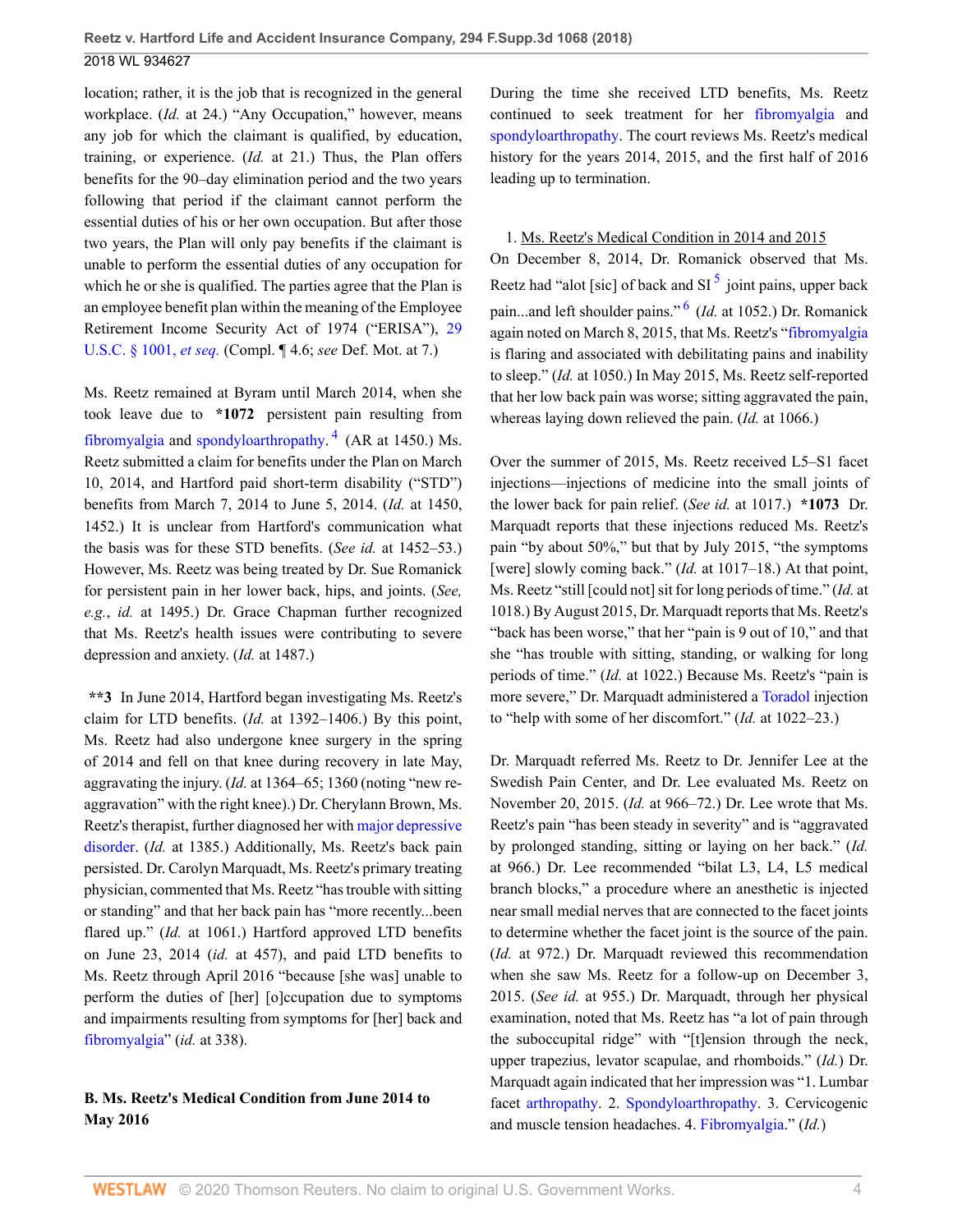location; rather, it is the job that is recognized in the general workplace. (*Id.* at 24.) "Any Occupation," however, means any job for which the claimant is qualified, by education, training, or experience. (*Id.* at 21.) Thus, the Plan offers benefits for the 90–day elimination period and the two years following that period if the claimant cannot perform the essential duties of his or her own occupation. But after those two years, the Plan will only pay benefits if the claimant is unable to perform the essential duties of any occupation for which he or she is qualified. The parties agree that the Plan is an employee benefit plan within the meaning of the Employee Retirement Income Security Act of 1974 ("ERISA"), 29 U.S.C. § 1001, *et seq.* (Compl. ¶ 4.6; *see* Def. Mot. at 7.)

Ms. Reetz remained at Byram until March 2014, when she took leave due to **\*1072** persistent pain resulting from fibromyalgia and spondyloarthropathy.[4] (AR at 1450.) Ms. Reetz submitted a claim for benefits under the Plan on March 10, 2014, and Hartford paid short-term disability ("STD") benefits from March 7, 2014 to June 5, 2014. (*Id.* at 1450, 1452.) It is unclear from Hartford's communication what the basis was for these STD benefits. (*See id.* at 1452–53.) However, Ms. Reetz was being treated by Dr. Sue Romanick for persistent pain in her lower back, hips, and joints. (*See, e.g.*, *id.* at 1495.) Dr. Grace Chapman further recognized that Ms. Reetz's health issues were contributing to severe depression and anxiety. (*Id.* at 1487.)

**\*\*3** In June 2014, Hartford began investigating Ms. Reetz's claim for LTD benefits. (*Id.* at 1392–1406.) By this point, Ms. Reetz had also undergone knee surgery in the spring of 2014 and fell on that knee during recovery in late May, aggravating the injury. (*Id.* at 1364–65; 1360 (noting "new re-aggravation" with the right knee).) Dr. Cherylann Brown, Ms. Reetz's therapist, further diagnosed her with major depressive disorder. (*Id.* at 1385.) Additionally, Ms. Reetz's back pain persisted. Dr. Carolyn Marquadt, Ms. Reetz's primary treating physician, commented that Ms. Reetz "has trouble with sitting or standing" and that her back pain has "more recently...been flared up." (*Id.* at 1061.) Hartford approved LTD benefits on June 23, 2014 (*id.* at 457), and paid LTD benefits to Ms. Reetz through April 2016 "because [she was] unable to perform the duties of [her] [o]ccupation due to symptoms and impairments resulting from symptoms for [her] back and fibromyalgia" (*id.* at 338).

### B. Ms. Reetz's Medical Condition from June 2014 to May 2016

During the time she received LTD benefits, Ms. Reetz continued to seek treatment for her fibromyalgia and spondyloarthropathy. The court reviews Ms. Reetz's medical history for the years 2014, 2015, and the first half of 2016 leading up to termination.

1. Ms. Reetz's Medical Condition in 2014 and 2015

On December 8, 2014, Dr. Romanick observed that Ms. Reetz had "alot [sic] of back and SI[5] joint pains, upper back pain...and left shoulder pains."[6] (*Id.* at 1052.) Dr. Romanick again noted on March 8, 2015, that Ms. Reetz's "fibromyalgia is flaring and associated with debilitating pains and inability to sleep." (*Id.* at 1050.) In May 2015, Ms. Reetz self-reported that her low back pain was worse; sitting aggravated the pain, whereas laying down relieved the pain. (*Id.* at 1066.)

Over the summer of 2015, Ms. Reetz received L5–S1 facet injections—injections of medicine into the small joints of the lower back for pain relief. (*See id.* at 1017.) **\*1073** Dr. Marquadt reports that these injections reduced Ms. Reetz's pain "by about 50%," but that by July 2015, "the symptoms [were] slowly coming back." (*Id.* at 1017–18.) At that point, Ms. Reetz "still [could not] sit for long periods of time." (*Id.* at 1018.) By August 2015, Dr. Marquadt reports that Ms. Reetz's "back has been worse," that her "pain is 9 out of 10," and that she "has trouble with sitting, standing, or walking for long periods of time." (*Id.* at 1022.) Because Ms. Reetz's "pain is more severe," Dr. Marquadt administered a Toradol injection to "help with some of her discomfort." (*Id.* at 1022–23.)

Dr. Marquadt referred Ms. Reetz to Dr. Jennifer Lee at the Swedish Pain Center, and Dr. Lee evaluated Ms. Reetz on November 20, 2015. (*Id.* at 966–72.) Dr. Lee wrote that Ms. Reetz's pain "has been steady in severity" and is "aggravated by prolonged standing, sitting or laying on her back." (*Id.* at 966.) Dr. Lee recommended "bilat L3, L4, L5 medical branch blocks," a procedure where an anesthetic is injected near small medial nerves that are connected to the facet joints to determine whether the facet joint is the source of the pain. (*Id.* at 972.) Dr. Marquadt reviewed this recommendation when she saw Ms. Reetz for a follow-up on December 3, 2015. (*See id.* at 955.) Dr. Marquadt, through her physical examination, noted that Ms. Reetz has "a lot of pain through the suboccipital ridge" with "[t]ension through the neck, upper trapezius, levator scapulae, and rhomboids." (*Id.*) Dr. Marquadt again indicated that her impression was "1. Lumbar facet arthropathy. 2. Spondyloarthropathy. 3. Cervicogenic and muscle tension headaches. 4. Fibromyalgia." (*Id.*)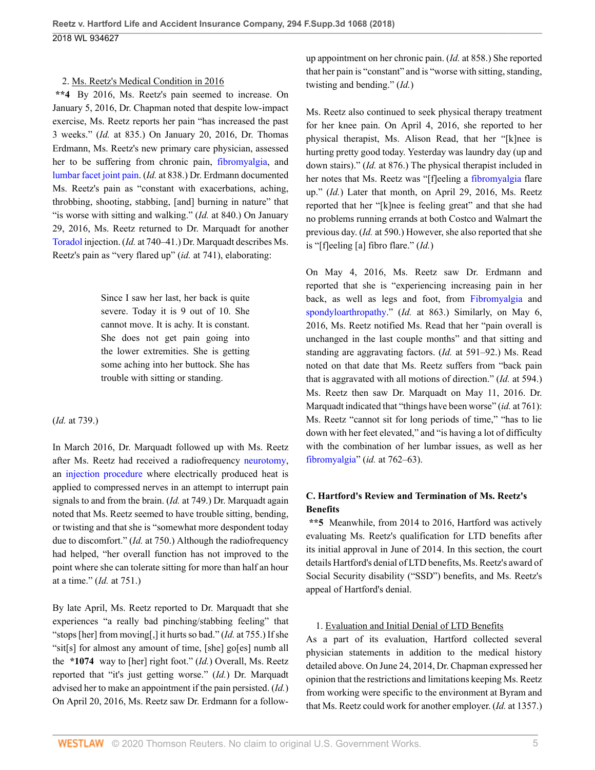2. Ms. Reetz's Medical Condition in 2016

**\*\*4** By 2016, Ms. Reetz's pain seemed to increase. On January 5, 2016, Dr. Chapman noted that despite low-impact exercise, Ms. Reetz reports her pain "has increased the past 3 weeks." (*Id.* at 835.) On January 20, 2016, Dr. Thomas Erdmann, Ms. Reetz's new primary care physician, assessed her to be suffering from chronic pain, fibromyalgia, and lumbar facet joint pain. (*Id.* at 838.) Dr. Erdmann documented Ms. Reetz's pain as "constant with exacerbations, aching, throbbing, shooting, stabbing, [and] burning in nature" that "is worse with sitting and walking." (*Id.* at 840.) On January 29, 2016, Ms. Reetz returned to Dr. Marquadt for another Toradol injection. (*Id.* at 740–41.) Dr. Marquadt describes Ms. Reetz's pain as "very flared up" (*id.* at 741), elaborating:

> Since I saw her last, her back is quite severe. Today it is 9 out of 10. She cannot move. It is achy. It is constant. She does not get pain going into the lower extremities. She is getting some aching into her buttock. She has trouble with sitting or standing.

(*Id.* at 739.)

In March 2016, Dr. Marquadt followed up with Ms. Reetz after Ms. Reetz had received a radiofrequency neurotomy, an injection procedure where electrically produced heat is applied to compressed nerves in an attempt to interrupt pain signals to and from the brain. (*Id.* at 749.) Dr. Marquadt again noted that Ms. Reetz seemed to have trouble sitting, bending, or twisting and that she is "somewhat more despondent today due to discomfort." (*Id.* at 750.) Although the radiofrequency had helped, "her overall function has not improved to the point where she can tolerate sitting for more than half an hour at a time." (*Id.* at 751.)

By late April, Ms. Reetz reported to Dr. Marquadt that she experiences "a really bad pinching/stabbing feeling" that "stops [her] from moving[,] it hurts so bad." (*Id.* at 755.) If she "sit[s] for almost any amount of time, [she] go[es] numb all the **\*1074** way to [her] right foot." (*Id.*) Overall, Ms. Reetz reported that "it's just getting worse." (*Id.*) Dr. Marquadt advised her to make an appointment if the pain persisted. (*Id.*) On April 20, 2016, Ms. Reetz saw Dr. Erdmann for a follow-up appointment on her chronic pain. (*Id.* at 858.) She reported that her pain is "constant" and is "worse with sitting, standing, twisting and bending." (*Id.*)

Ms. Reetz also continued to seek physical therapy treatment for her knee pain. On April 4, 2016, she reported to her physical therapist, Ms. Alison Read, that her "[k]nee is hurting pretty good today. Yesterday was laundry day (up and down stairs)." (*Id.* at 876.) The physical therapist included in her notes that Ms. Reetz was "[f]eeling a fibromyalgia flare up." (*Id.*) Later that month, on April 29, 2016, Ms. Reetz reported that her "[k]nee is feeling great" and that she had no problems running errands at both Costco and Walmart the previous day. (*Id.* at 590.) However, she also reported that she is "[f]eeling [a] fibro flare." (*Id.*)

On May 4, 2016, Ms. Reetz saw Dr. Erdmann and reported that she is "experiencing increasing pain in her back, as well as legs and foot, from Fibromyalgia and spondyloarthropathy." (*Id.* at 863.) Similarly, on May 6, 2016, Ms. Reetz notified Ms. Read that her "pain overall is unchanged in the last couple months" and that sitting and standing are aggravating factors. (*Id.* at 591–92.) Ms. Read noted on that date that Ms. Reetz suffers from "back pain that is aggravated with all motions of direction." (*Id.* at 594.) Ms. Reetz then saw Dr. Marquadt on May 11, 2016. Dr. Marquadt indicated that "things have been worse" (*id.* at 761): Ms. Reetz "cannot sit for long periods of time," "has to lie down with her feet elevated," and "is having a lot of difficulty with the combination of her lumbar issues, as well as her fibromyalgia" (*id.* at 762–63).

### C. Hartford's Review and Termination of Ms. Reetz's Benefits

**\*\*5** Meanwhile, from 2014 to 2016, Hartford was actively evaluating Ms. Reetz's qualification for LTD benefits after its initial approval in June of 2014. In this section, the court details Hartford's denial of LTD benefits, Ms. Reetz's award of Social Security disability ("SSD") benefits, and Ms. Reetz's appeal of Hartford's denial.

1. Evaluation and Initial Denial of LTD Benefits

As a part of its evaluation, Hartford collected several physician statements in addition to the medical history detailed above. On June 24, 2014, Dr. Chapman expressed her opinion that the restrictions and limitations keeping Ms. Reetz from working were specific to the environment at Byram and that Ms. Reetz could work for another employer. (*Id.* at 1357.)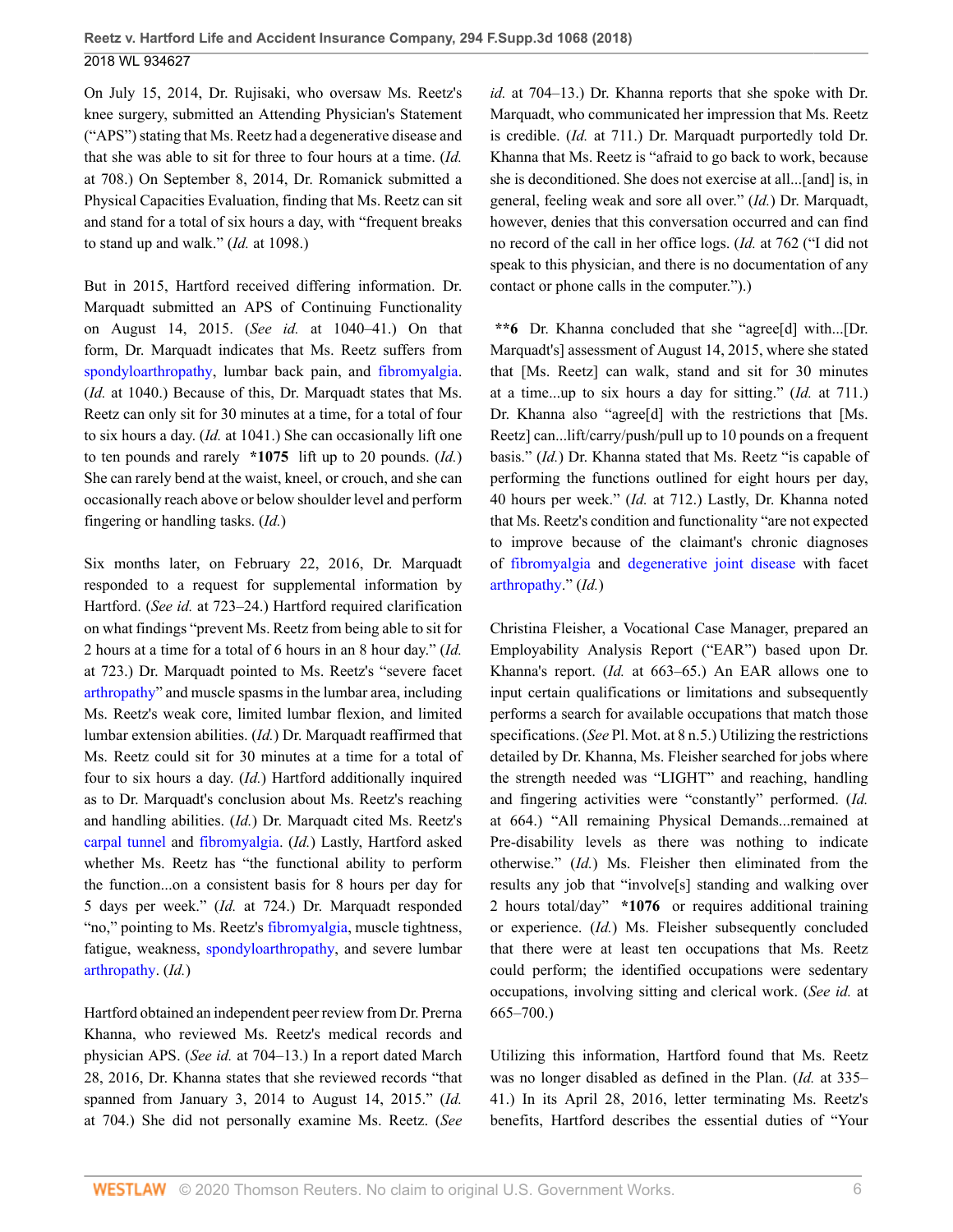On July 15, 2014, Dr. Rujisaki, who oversaw Ms. Reetz's knee surgery, submitted an Attending Physician's Statement ("APS") stating that Ms. Reetz had a degenerative disease and that she was able to sit for three to four hours at a time. (*Id.* at 708.) On September 8, 2014, Dr. Romanick submitted a Physical Capacities Evaluation, finding that Ms. Reetz can sit and stand for a total of six hours a day, with "frequent breaks to stand up and walk." (*Id.* at 1098.)

But in 2015, Hartford received differing information. Dr. Marquadt submitted an APS of Continuing Functionality on August 14, 2015. (*See id.* at 1040–41.) On that form, Dr. Marquadt indicates that Ms. Reetz suffers from spondyloarthropathy, lumbar back pain, and fibromyalgia. (*Id.* at 1040.) Because of this, Dr. Marquadt states that Ms. Reetz can only sit for 30 minutes at a time, for a total of four to six hours a day. (*Id.* at 1041.) She can occasionally lift one to ten pounds and rarely **\*1075** lift up to 20 pounds. (*Id.*) She can rarely bend at the waist, kneel, or crouch, and she can occasionally reach above or below shoulder level and perform fingering or handling tasks. (*Id.*)

Six months later, on February 22, 2016, Dr. Marquadt responded to a request for supplemental information by Hartford. (*See id.* at 723–24.) Hartford required clarification on what findings "prevent Ms. Reetz from being able to sit for 2 hours at a time for a total of 6 hours in an 8 hour day." (*Id.* at 723.) Dr. Marquadt pointed to Ms. Reetz's "severe facet arthropathy" and muscle spasms in the lumbar area, including Ms. Reetz's weak core, limited lumbar flexion, and limited lumbar extension abilities. (*Id.*) Dr. Marquadt reaffirmed that Ms. Reetz could sit for 30 minutes at a time for a total of four to six hours a day. (*Id.*) Hartford additionally inquired as to Dr. Marquadt's conclusion about Ms. Reetz's reaching and handling abilities. (*Id.*) Dr. Marquadt cited Ms. Reetz's carpal tunnel and fibromyalgia. (*Id.*) Lastly, Hartford asked whether Ms. Reetz has "the functional ability to perform the function...on a consistent basis for 8 hours per day for 5 days per week." (*Id.* at 724.) Dr. Marquadt responded "no," pointing to Ms. Reetz's fibromyalgia, muscle tightness, fatigue, weakness, spondyloarthropathy, and severe lumbar arthropathy. (*Id.*)

Hartford obtained an independent peer review from Dr. Prerna Khanna, who reviewed Ms. Reetz's medical records and physician APS. (*See id.* at 704–13.) In a report dated March 28, 2016, Dr. Khanna states that she reviewed records "that spanned from January 3, 2014 to August 14, 2015." (*Id.* at 704.) She did not personally examine Ms. Reetz. (*See id.* at 704–13.) Dr. Khanna reports that she spoke with Dr. Marquadt, who communicated her impression that Ms. Reetz is credible. (*Id.* at 711.) Dr. Marquadt purportedly told Dr. Khanna that Ms. Reetz is "afraid to go back to work, because she is deconditioned. She does not exercise at all...[and] is, in general, feeling weak and sore all over." (*Id.*) Dr. Marquadt, however, denies that this conversation occurred and can find no record of the call in her office logs. (*Id.* at 762 ("I did not speak to this physician, and there is no documentation of any contact or phone calls in the computer.").)

**\*\*6** Dr. Khanna concluded that she "agree[d] with...[Dr. Marquadt's] assessment of August 14, 2015, where she stated that [Ms. Reetz] can walk, stand and sit for 30 minutes at a time...up to six hours a day for sitting." (*Id.* at 711.) Dr. Khanna also "agree[d] with the restrictions that [Ms. Reetz] can...lift/carry/push/pull up to 10 pounds on a frequent basis." (*Id.*) Dr. Khanna stated that Ms. Reetz "is capable of performing the functions outlined for eight hours per day, 40 hours per week." (*Id.* at 712.) Lastly, Dr. Khanna noted that Ms. Reetz's condition and functionality "are not expected to improve because of the claimant's chronic diagnoses of fibromyalgia and degenerative joint disease with facet arthropathy." (*Id.*)

Christina Fleisher, a Vocational Case Manager, prepared an Employability Analysis Report ("EAR") based upon Dr. Khanna's report. (*Id.* at 663–65.) An EAR allows one to input certain qualifications or limitations and subsequently performs a search for available occupations that match those specifications. (*See* Pl. Mot. at 8 n.5.) Utilizing the restrictions detailed by Dr. Khanna, Ms. Fleisher searched for jobs where the strength needed was "LIGHT" and reaching, handling and fingering activities were "constantly" performed. (*Id.* at 664.) "All remaining Physical Demands...remained at Pre-disability levels as there was nothing to indicate otherwise." (*Id.*) Ms. Fleisher then eliminated from the results any job that "involve[s] standing and walking over 2 hours total/day" **\*1076** or requires additional training or experience. (*Id.*) Ms. Fleisher subsequently concluded that there were at least ten occupations that Ms. Reetz could perform; the identified occupations were sedentary occupations, involving sitting and clerical work. (*See id.* at 665–700.)

Utilizing this information, Hartford found that Ms. Reetz was no longer disabled as defined in the Plan. (*Id.* at 335–41.) In its April 28, 2016, letter terminating Ms. Reetz's benefits, Hartford describes the essential duties of "Your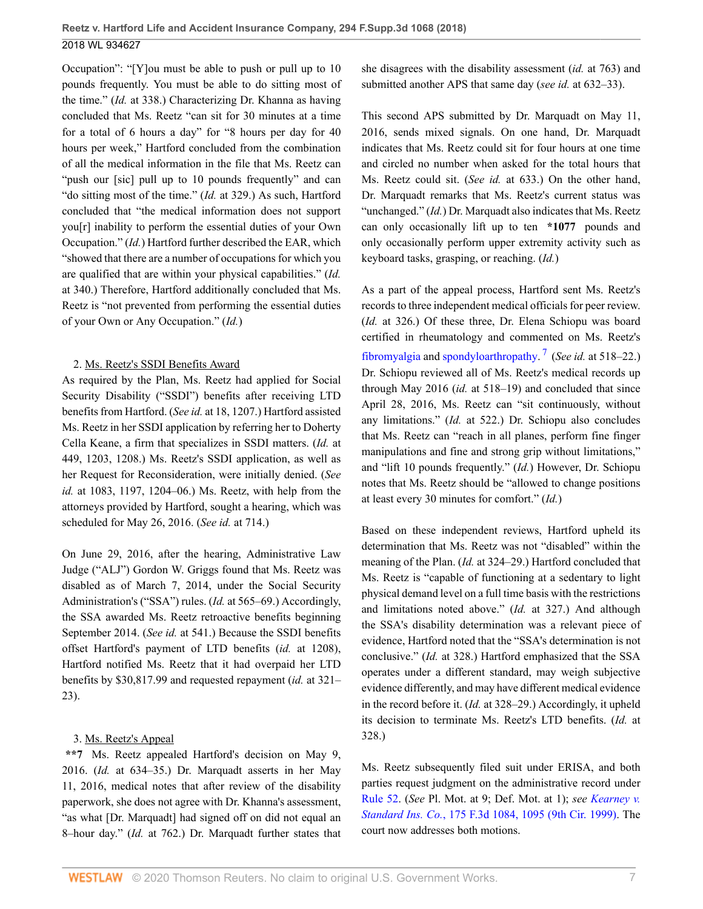Occupation": "[Y]ou must be able to push or pull up to 10 pounds frequently. You must be able to do sitting most of the time." (*Id.* at 338.) Characterizing Dr. Khanna as having concluded that Ms. Reetz "can sit for 30 minutes at a time for a total of 6 hours a day" for "8 hours per day for 40 hours per week," Hartford concluded from the combination of all the medical information in the file that Ms. Reetz can "push our [sic] pull up to 10 pounds frequently" and can "do sitting most of the time." (*Id.* at 329.) As such, Hartford concluded that "the medical information does not support you[r] inability to perform the essential duties of your Own Occupation." (*Id.*) Hartford further described the EAR, which "showed that there are a number of occupations for which you are qualified that are within your physical capabilities." (*Id.* at 340.) Therefore, Hartford additionally concluded that Ms. Reetz is "not prevented from performing the essential duties of your Own or Any Occupation." (*Id.*)

2. Ms. Reetz's SSDI Benefits Award

As required by the Plan, Ms. Reetz had applied for Social Security Disability ("SSDI") benefits after receiving LTD benefits from Hartford. (*See id.* at 18, 1207.) Hartford assisted Ms. Reetz in her SSDI application by referring her to Doherty Cella Keane, a firm that specializes in SSDI matters. (*Id.* at 449, 1203, 1208.) Ms. Reetz's SSDI application, as well as her Request for Reconsideration, were initially denied. (*See id.* at 1083, 1197, 1204–06.) Ms. Reetz, with help from the attorneys provided by Hartford, sought a hearing, which was scheduled for May 26, 2016. (*See id.* at 714.)

On June 29, 2016, after the hearing, Administrative Law Judge ("ALJ") Gordon W. Griggs found that Ms. Reetz was disabled as of March 7, 2014, under the Social Security Administration's ("SSA") rules. (*Id.* at 565–69.) Accordingly, the SSA awarded Ms. Reetz retroactive benefits beginning September 2014. (*See id.* at 541.) Because the SSDI benefits offset Hartford's payment of LTD benefits (*id.* at 1208), Hartford notified Ms. Reetz that it had overpaid her LTD benefits by $30,817.99 and requested repayment (*id.* at 321–23).

3. Ms. Reetz's Appeal

**\*\*7** Ms. Reetz appealed Hartford's decision on May 9, 2016. (*Id.* at 634–35.) Dr. Marquadt asserts in her May 11, 2016, medical notes that after review of the disability paperwork, she does not agree with Dr. Khanna's assessment, "as what [Dr. Marquadt] had signed off on did not equal an 8–hour day." (*Id.* at 762.) Dr. Marquadt further states that she disagrees with the disability assessment (*id.* at 763) and submitted another APS that same day (*see id.* at 632–33).

This second APS submitted by Dr. Marquadt on May 11, 2016, sends mixed signals. On one hand, Dr. Marquadt indicates that Ms. Reetz could sit for four hours at one time and circled no number when asked for the total hours that Ms. Reetz could sit. (*See id.* at 633.) On the other hand, Dr. Marquadt remarks that Ms. Reetz's current status was "unchanged." (*Id.*) Dr. Marquadt also indicates that Ms. Reetz can only occasionally lift up to ten **\*1077** pounds and only occasionally perform upper extremity activity such as keyboard tasks, grasping, or reaching. (*Id.*)

As a part of the appeal process, Hartford sent Ms. Reetz's records to three independent medical officials for peer review. (*Id.* at 326.) Of these three, Dr. Elena Schiopu was board certified in rheumatology and commented on Ms. Reetz's fibromyalgia and spondyloarthropathy.[7] (*See id.* at 518–22.) Dr. Schiopu reviewed all of Ms. Reetz's medical records up through May 2016 (*id.* at 518–19) and concluded that since April 28, 2016, Ms. Reetz can "sit continuously, without any limitations." (*Id.* at 522.) Dr. Schiopu also concludes that Ms. Reetz can "reach in all planes, perform fine finger manipulations and fine and strong grip without limitations," and "lift 10 pounds frequently." (*Id.*) However, Dr. Schiopu notes that Ms. Reetz should be "allowed to change positions at least every 30 minutes for comfort." (*Id.*)

Based on these independent reviews, Hartford upheld its determination that Ms. Reetz was not "disabled" within the meaning of the Plan. (*Id.* at 324–29.) Hartford concluded that Ms. Reetz is "capable of functioning at a sedentary to light physical demand level on a full time basis with the restrictions and limitations noted above." (*Id.* at 327.) And although the SSA's disability determination was a relevant piece of evidence, Hartford noted that the "SSA's determination is not conclusive." (*Id.* at 328.) Hartford emphasized that the SSA operates under a different standard, may weigh subjective evidence differently, and may have different medical evidence in the record before it. (*Id.* at 328–29.) Accordingly, it upheld its decision to terminate Ms. Reetz's LTD benefits. (*Id.* at 328.)

Ms. Reetz subsequently filed suit under ERISA, and both parties request judgment on the administrative record under Rule 52. (*See* Pl. Mot. at 9; Def. Mot. at 1); *see Kearney v. Standard Ins. Co.*, 175 F.3d 1084, 1095 (9th Cir. 1999). The court now addresses both motions.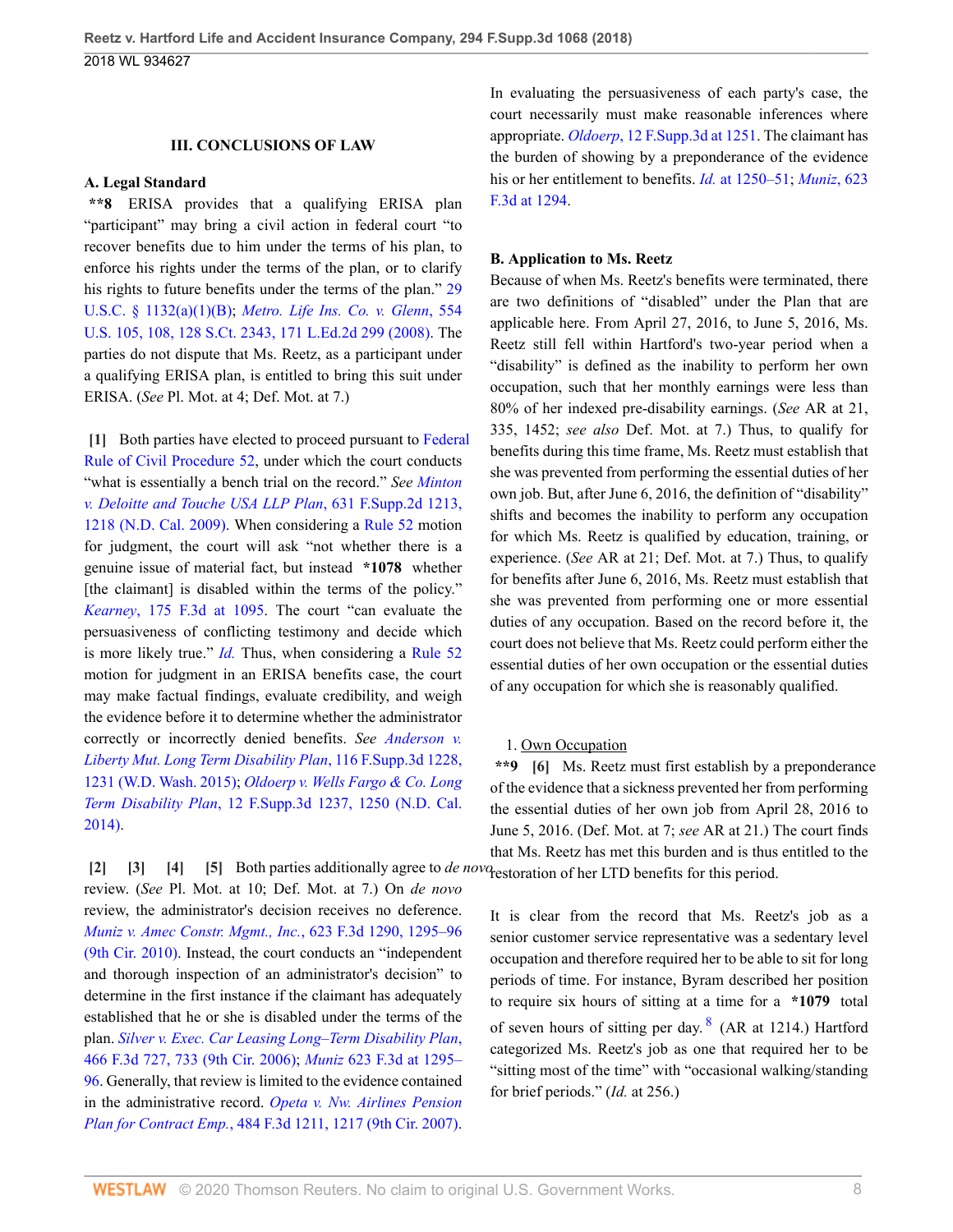### III. CONCLUSIONS OF LAW

#### A. Legal Standard

**\*\*8** ERISA provides that a qualifying ERISA plan "participant" may bring a civil action in federal court "to recover benefits due to him under the terms of his plan, to enforce his rights under the terms of the plan, or to clarify his rights to future benefits under the terms of the plan." 29 U.S.C. § 1132(a)(1)(B); *Metro. Life Ins. Co. v. Glenn*, 554 U.S. 105, 108, 128 S.Ct. 2343, 171 L.Ed.2d 299 (2008). The parties do not dispute that Ms. Reetz, as a participant under a qualifying ERISA plan, is entitled to bring this suit under ERISA. (*See* Pl. Mot. at 4; Def. Mot. at 7.)

**[1]** Both parties have elected to proceed pursuant to Federal Rule of Civil Procedure 52, under which the court conducts "what is essentially a bench trial on the record." *See Minton v. Deloitte and Touche USA LLP Plan*, 631 F.Supp.2d 1213, 1218 (N.D. Cal. 2009). When considering a Rule 52 motion for judgment, the court will ask "not whether there is a genuine issue of material fact, but instead **\*1078** whether [the claimant] is disabled within the terms of the policy." *Kearney*, 175 F.3d at 1095. The court "can evaluate the persuasiveness of conflicting testimony and decide which is more likely true." *Id.* Thus, when considering a Rule 52 motion for judgment in an ERISA benefits case, the court may make factual findings, evaluate credibility, and weigh the evidence before it to determine whether the administrator correctly or incorrectly denied benefits. *See Anderson v. Liberty Mut. Long Term Disability Plan*, 116 F.Supp.3d 1228, 1231 (W.D. Wash. 2015); *Oldoerp v. Wells Fargo & Co. Long Term Disability Plan*, 12 F.Supp.3d 1237, 1250 (N.D. Cal. 2014).

**[2] [3] [4] [5]** Both parties additionally agree to *de novo* review. (*See* Pl. Mot. at 10; Def. Mot. at 7.) On *de novo* review, the administrator's decision receives no deference. *Muniz v. Amec Constr. Mgmt., Inc.*, 623 F.3d 1290, 1295–96 (9th Cir. 2010). Instead, the court conducts an "independent and thorough inspection of an administrator's decision" to determine in the first instance if the claimant has adequately established that he or she is disabled under the terms of the plan. *Silver v. Exec. Car Leasing Long–Term Disability Plan*, 466 F.3d 727, 733 (9th Cir. 2006); *Muniz* 623 F.3d at 1295–96. Generally, that review is limited to the evidence contained in the administrative record. *Opeta v. Nw. Airlines Pension Plan for Contract Emp.*, 484 F.3d 1211, 1217 (9th Cir. 2007). In evaluating the persuasiveness of each party's case, the court necessarily must make reasonable inferences where appropriate. *Oldoerp*, 12 F.Supp.3d at 1251. The claimant has the burden of showing by a preponderance of the evidence his or her entitlement to benefits. *Id.* at 1250–51; *Muniz*, 623 F.3d at 1294.

#### B. Application to Ms. Reetz

Because of when Ms. Reetz's benefits were terminated, there are two definitions of "disabled" under the Plan that are applicable here. From April 27, 2016, to June 5, 2016, Ms. Reetz still fell within Hartford's two-year period when a "disability" is defined as the inability to perform her own occupation, such that her monthly earnings were less than 80% of her indexed pre-disability earnings. (*See* AR at 21, 335, 1452; *see also* Def. Mot. at 7.) Thus, to qualify for benefits during this time frame, Ms. Reetz must establish that she was prevented from performing the essential duties of her own job. But, after June 6, 2016, the definition of "disability" shifts and becomes the inability to perform any occupation for which Ms. Reetz is qualified by education, training, or experience. (*See* AR at 21; Def. Mot. at 7.) Thus, to qualify for benefits after June 6, 2016, Ms. Reetz must establish that she was prevented from performing one or more essential duties of any occupation. Based on the record before it, the court does not believe that Ms. Reetz could perform either the essential duties of her own occupation or the essential duties of any occupation for which she is reasonably qualified.

1. Own Occupation

**\*\*9 [6]** Ms. Reetz must first establish by a preponderance of the evidence that a sickness prevented her from performing the essential duties of her own job from April 28, 2016 to June 5, 2016. (Def. Mot. at 7; *see* AR at 21.) The court finds that Ms. Reetz has met this burden and is thus entitled to the restoration of her LTD benefits for this period.

It is clear from the record that Ms. Reetz's job as a senior customer service representative was a sedentary level occupation and therefore required her to be able to sit for long periods of time. For instance, Byram described her position to require six hours of sitting at a time for a **\*1079** total of seven hours of sitting per day.[8] (AR at 1214.) Hartford categorized Ms. Reetz's job as one that required her to be "sitting most of the time" with "occasional walking/standing for brief periods." (*Id.* at 256.)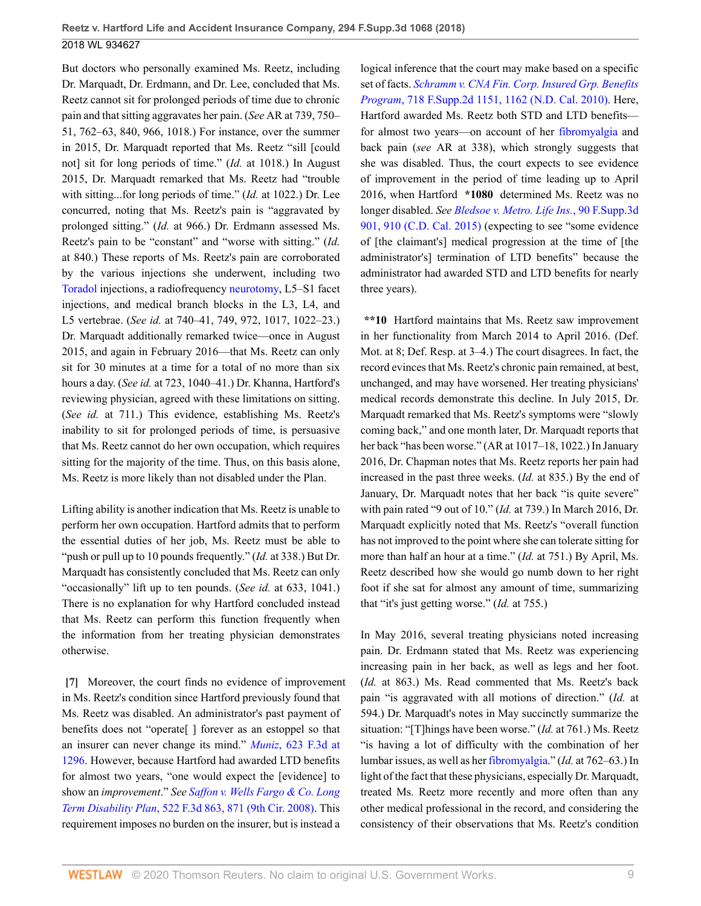But doctors who personally examined Ms. Reetz, including Dr. Marquadt, Dr. Erdmann, and Dr. Lee, concluded that Ms. Reetz cannot sit for prolonged periods of time due to chronic pain and that sitting aggravates her pain. (*See* AR at 739, 750–51, 762–63, 840, 966, 1018.) For instance, over the summer in 2015, Dr. Marquadt reported that Ms. Reetz "sill [could not] sit for long periods of time." (*Id.* at 1018.) In August 2015, Dr. Marquadt remarked that Ms. Reetz had "trouble with sitting...for long periods of time." (*Id.* at 1022.) Dr. Lee concurred, noting that Ms. Reetz's pain is "aggravated by prolonged sitting." (*Id.* at 966.) Dr. Erdmann assessed Ms. Reetz's pain to be "constant" and "worse with sitting." (*Id.* at 840.) These reports of Ms. Reetz's pain are corroborated by the various injections she underwent, including two Toradol injections, a radiofrequency neurotomy, L5–S1 facet injections, and medical branch blocks in the L3, L4, and L5 vertebrae. (*See id.* at 740–41, 749, 972, 1017, 1022–23.) Dr. Marquadt additionally remarked twice—once in August 2015, and again in February 2016—that Ms. Reetz can only sit for 30 minutes at a time for a total of no more than six hours a day. (*See id.* at 723, 1040–41.) Dr. Khanna, Hartford's reviewing physician, agreed with these limitations on sitting. (*See id.* at 711.) This evidence, establishing Ms. Reetz's inability to sit for prolonged periods of time, is persuasive that Ms. Reetz cannot do her own occupation, which requires sitting for the majority of the time. Thus, on this basis alone, Ms. Reetz is more likely than not disabled under the Plan.

Lifting ability is another indication that Ms. Reetz is unable to perform her own occupation. Hartford admits that to perform the essential duties of her job, Ms. Reetz must be able to "push or pull up to 10 pounds frequently." (*Id.* at 338.) But Dr. Marquadt has consistently concluded that Ms. Reetz can only "occasionally" lift up to ten pounds. (*See id.* at 633, 1041.) There is no explanation for why Hartford concluded instead that Ms. Reetz can perform this function frequently when the information from her treating physician demonstrates otherwise.

**[7]** Moreover, the court finds no evidence of improvement in Ms. Reetz's condition since Hartford previously found that Ms. Reetz was disabled. An administrator's past payment of benefits does not "operate[ ] forever as an estoppel so that an insurer can never change its mind." *Muniz*, 623 F.3d at 1296. However, because Hartford had awarded LTD benefits for almost two years, "one would expect the [evidence] to show an *improvement*." *See Saffon v. Wells Fargo & Co. Long Term Disability Plan*, 522 F.3d 863, 871 (9th Cir. 2008). This requirement imposes no burden on the insurer, but is instead a logical inference that the court may make based on a specific set of facts. *Schramm v. CNA Fin. Corp. Insured Grp. Benefits Program*, 718 F.Supp.2d 1151, 1162 (N.D. Cal. 2010). Here, Hartford awarded Ms. Reetz both STD and LTD benefits—for almost two years—on account of her fibromyalgia and back pain (*see* AR at 338), which strongly suggests that she was disabled. Thus, the court expects to see evidence of improvement in the period of time leading up to April 2016, when Hartford **\*1080** determined Ms. Reetz was no longer disabled. *See Bledsoe v. Metro. Life Ins.*, 90 F.Supp.3d 901, 910 (C.D. Cal. 2015) (expecting to see "some evidence of [the claimant's] medical progression at the time of [the administrator's] termination of LTD benefits" because the administrator had awarded STD and LTD benefits for nearly three years).

**\*\*10** Hartford maintains that Ms. Reetz saw improvement in her functionality from March 2014 to April 2016. (Def. Mot. at 8; Def. Resp. at 3–4.) The court disagrees. In fact, the record evinces that Ms. Reetz's chronic pain remained, at best, unchanged, and may have worsened. Her treating physicians' medical records demonstrate this decline. In July 2015, Dr. Marquadt remarked that Ms. Reetz's symptoms were "slowly coming back," and one month later, Dr. Marquadt reports that her back "has been worse." (AR at 1017–18, 1022.) In January 2016, Dr. Chapman notes that Ms. Reetz reports her pain had increased in the past three weeks. (*Id.* at 835.) By the end of January, Dr. Marquadt notes that her back "is quite severe" with pain rated "9 out of 10." (*Id.* at 739.) In March 2016, Dr. Marquadt explicitly noted that Ms. Reetz's "overall function has not improved to the point where she can tolerate sitting for more than half an hour at a time." (*Id.* at 751.) By April, Ms. Reetz described how she would go numb down to her right foot if she sat for almost any amount of time, summarizing that "it's just getting worse." (*Id.* at 755.)

In May 2016, several treating physicians noted increasing pain. Dr. Erdmann stated that Ms. Reetz was experiencing increasing pain in her back, as well as legs and her foot. (*Id.* at 863.) Ms. Read commented that Ms. Reetz's back pain "is aggravated with all motions of direction." (*Id.* at 594.) Dr. Marquadt's notes in May succinctly summarize the situation: "[T]hings have been worse." (*Id.* at 761.) Ms. Reetz "is having a lot of difficulty with the combination of her lumbar issues, as well as her fibromyalgia." (*Id.* at 762–63.) In light of the fact that these physicians, especially Dr. Marquadt, treated Ms. Reetz more recently and more often than any other medical professional in the record, and considering the consistency of their observations that Ms. Reetz's condition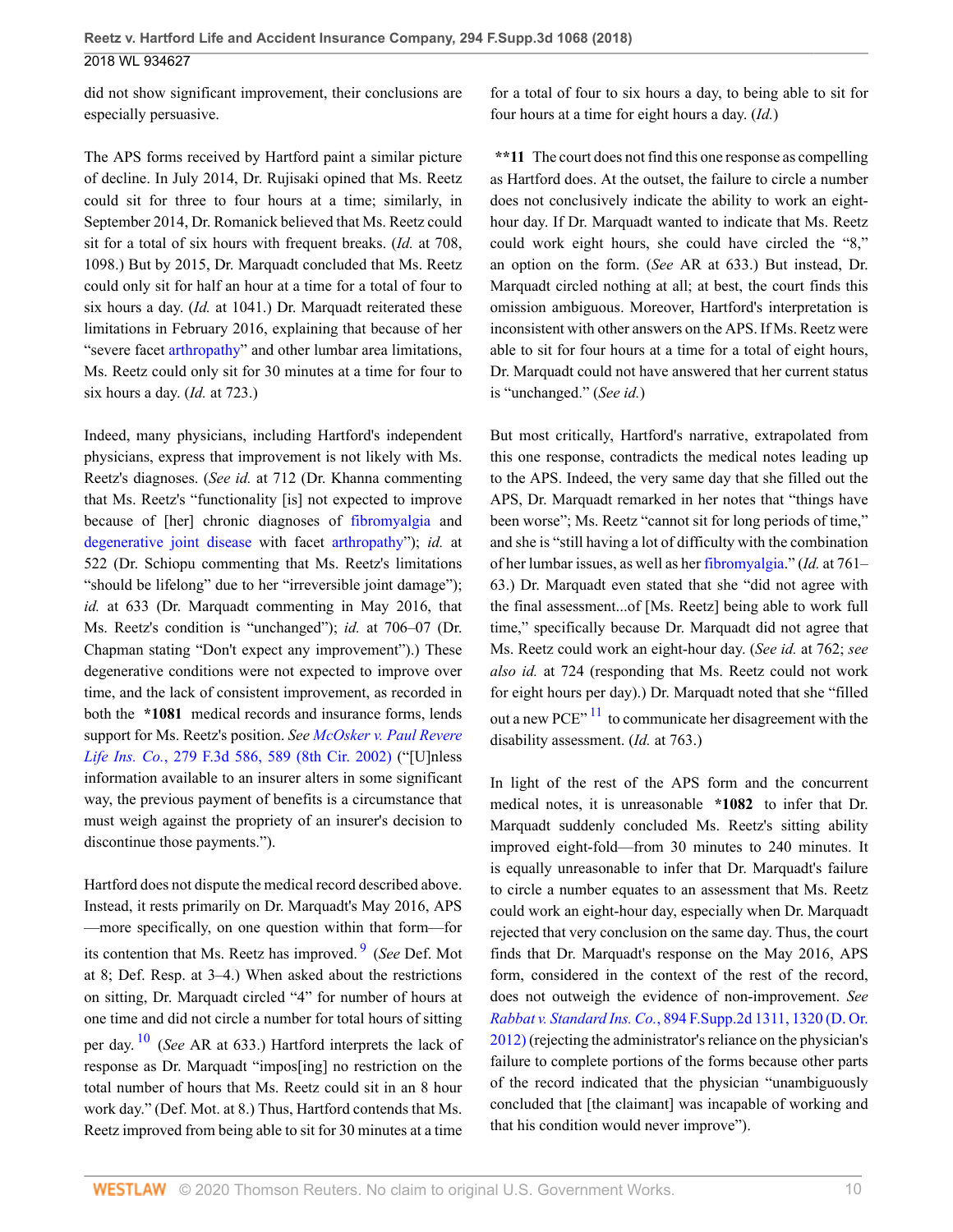did not show significant improvement, their conclusions are especially persuasive.

The APS forms received by Hartford paint a similar picture of decline. In July 2014, Dr. Rujisaki opined that Ms. Reetz could sit for three to four hours at a time; similarly, in September 2014, Dr. Romanick believed that Ms. Reetz could sit for a total of six hours with frequent breaks. (*Id.* at 708, 1098.) But by 2015, Dr. Marquadt concluded that Ms. Reetz could only sit for half an hour at a time for a total of four to six hours a day. (*Id.* at 1041.) Dr. Marquadt reiterated these limitations in February 2016, explaining that because of her "severe facet arthropathy" and other lumbar area limitations, Ms. Reetz could only sit for 30 minutes at a time for four to six hours a day. (*Id.* at 723.)

Indeed, many physicians, including Hartford's independent physicians, express that improvement is not likely with Ms. Reetz's diagnoses. (*See id.* at 712 (Dr. Khanna commenting that Ms. Reetz's "functionality [is] not expected to improve because of [her] chronic diagnoses of fibromyalgia and degenerative joint disease with facet arthropathy"); *id.* at 522 (Dr. Schiopu commenting that Ms. Reetz's limitations "should be lifelong" due to her "irreversible joint damage"); *id.* at 633 (Dr. Marquadt commenting in May 2016, that Ms. Reetz's condition is "unchanged"); *id.* at 706–07 (Dr. Chapman stating "Don't expect any improvement").) These degenerative conditions were not expected to improve over time, and the lack of consistent improvement, as recorded in both the **\*1081** medical records and insurance forms, lends support for Ms. Reetz's position. *See McOsker v. Paul Revere Life Ins. Co.*, 279 F.3d 586, 589 (8th Cir. 2002) ("[U]nless information available to an insurer alters in some significant way, the previous payment of benefits is a circumstance that must weigh against the propriety of an insurer's decision to discontinue those payments.").

Hartford does not dispute the medical record described above. Instead, it rests primarily on Dr. Marquadt's May 2016, APS—more specifically, on one question within that form—for its contention that Ms. Reetz has improved.[9] (*See* Def. Mot at 8; Def. Resp. at 3–4.) When asked about the restrictions on sitting, Dr. Marquadt circled "4" for number of hours at one time and did not circle a number for total hours of sitting per day.[10] (*See* AR at 633.) Hartford interprets the lack of response as Dr. Marquadt "impos[ing] no restriction on the total number of hours that Ms. Reetz could sit in an 8 hour work day." (Def. Mot. at 8.) Thus, Hartford contends that Ms. Reetz improved from being able to sit for 30 minutes at a time for a total of four to six hours a day, to being able to sit for four hours at a time for eight hours a day. (*Id.*)

**\*\*11** The court does not find this one response as compelling as Hartford does. At the outset, the failure to circle a number does not conclusively indicate the ability to work an eight-hour day. If Dr. Marquadt wanted to indicate that Ms. Reetz could work eight hours, she could have circled the "8," an option on the form. (*See* AR at 633.) But instead, Dr. Marquadt circled nothing at all; at best, the court finds this omission ambiguous. Moreover, Hartford's interpretation is inconsistent with other answers on the APS. If Ms. Reetz were able to sit for four hours at a time for a total of eight hours, Dr. Marquadt could not have answered that her current status is "unchanged." (*See id.*)

But most critically, Hartford's narrative, extrapolated from this one response, contradicts the medical notes leading up to the APS. Indeed, the very same day that she filled out the APS, Dr. Marquadt remarked in her notes that "things have been worse"; Ms. Reetz "cannot sit for long periods of time," and she is "still having a lot of difficulty with the combination of her lumbar issues, as well as her fibromyalgia." (*Id.* at 761–63.) Dr. Marquadt even stated that she "did not agree with the final assessment...of [Ms. Reetz] being able to work full time," specifically because Dr. Marquadt did not agree that Ms. Reetz could work an eight-hour day. (*See id.* at 762; *see also id.* at 724 (responding that Ms. Reetz could not work for eight hours per day).) Dr. Marquadt noted that she "filled out a new PCE"[11] to communicate her disagreement with the disability assessment. (*Id.* at 763.)

In light of the rest of the APS form and the concurrent medical notes, it is unreasonable **\*1082** to infer that Dr. Marquadt suddenly concluded Ms. Reetz's sitting ability improved eight-fold—from 30 minutes to 240 minutes. It is equally unreasonable to infer that Dr. Marquadt's failure to circle a number equates to an assessment that Ms. Reetz could work an eight-hour day, especially when Dr. Marquadt rejected that very conclusion on the same day. Thus, the court finds that Dr. Marquadt's response on the May 2016, APS form, considered in the context of the rest of the record, does not outweigh the evidence of non-improvement. *See Rabbat v. Standard Ins. Co.*, 894 F.Supp.2d 1311, 1320 (D. Or. 2012) (rejecting the administrator's reliance on the physician's failure to complete portions of the forms because other parts of the record indicated that the physician "unambiguously concluded that [the claimant] was incapable of working and that his condition would never improve").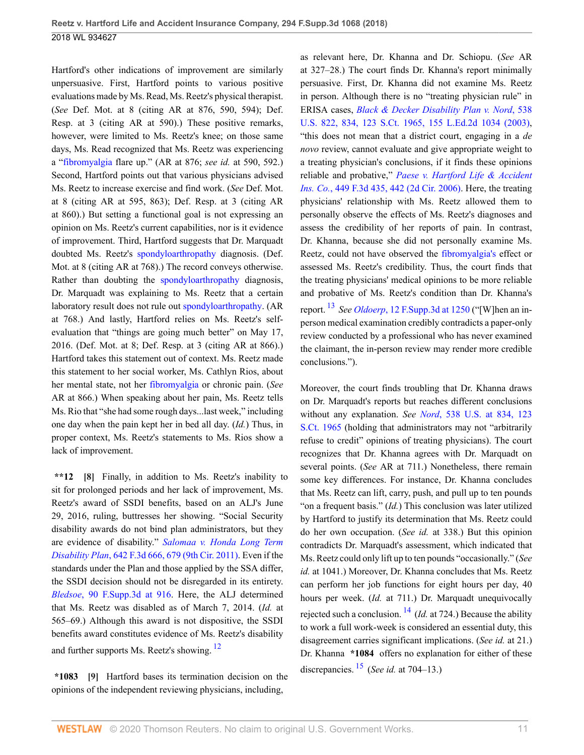Hartford's other indications of improvement are similarly unpersuasive. First, Hartford points to various positive evaluations made by Ms. Read, Ms. Reetz's physical therapist. (*See* Def. Mot. at 8 (citing AR at 876, 590, 594); Def. Resp. at 3 (citing AR at 590).) These positive remarks, however, were limited to Ms. Reetz's knee; on those same days, Ms. Read recognized that Ms. Reetz was experiencing a "fibromyalgia flare up." (AR at 876; *see id.* at 590, 592.) Second, Hartford points out that various physicians advised Ms. Reetz to increase exercise and find work. (*See* Def. Mot. at 8 (citing AR at 595, 863); Def. Resp. at 3 (citing AR at 860).) But setting a functional goal is not expressing an opinion on Ms. Reetz's current capabilities, nor is it evidence of improvement. Third, Hartford suggests that Dr. Marquadt doubted Ms. Reetz's spondyloarthropathy diagnosis. (Def. Mot. at 8 (citing AR at 768).) The record conveys otherwise. Rather than doubting the spondyloarthropathy diagnosis, Dr. Marquadt was explaining to Ms. Reetz that a certain laboratory result does not rule out spondyloarthropathy. (AR at 768.) And lastly, Hartford relies on Ms. Reetz's self-evaluation that "things are going much better" on May 17, 2016. (Def. Mot. at 8; Def. Resp. at 3 (citing AR at 866).) Hartford takes this statement out of context. Ms. Reetz made this statement to her social worker, Ms. Cathlyn Rios, about her mental state, not her fibromyalgia or chronic pain. (*See* AR at 866.) When speaking about her pain, Ms. Reetz tells Ms. Rio that "she had some rough days...last week," including one day when the pain kept her in bed all day. (*Id.*) Thus, in proper context, Ms. Reetz's statements to Ms. Rios show a lack of improvement.

**\*\*12 [8]** Finally, in addition to Ms. Reetz's inability to sit for prolonged periods and her lack of improvement, Ms. Reetz's award of SSDI benefits, based on an ALJ's June 29, 2016, ruling, buttresses her showing. "Social Security disability awards do not bind plan administrators, but they are evidence of disability." *Salomaa v. Honda Long Term Disability Plan*, 642 F.3d 666, 679 (9th Cir. 2011). Even if the standards under the Plan and those applied by the SSA differ, the SSDI decision should not be disregarded in its entirety. *Bledsoe*, 90 F.Supp.3d at 916. Here, the ALJ determined that Ms. Reetz was disabled as of March 7, 2014. (*Id.* at 565–69.) Although this award is not dispositive, the SSDI benefits award constitutes evidence of Ms. Reetz's disability and further supports Ms. Reetz's showing. [12]

**\*1083 [9]** Hartford bases its termination decision on the opinions of the independent reviewing physicians, including, as relevant here, Dr. Khanna and Dr. Schiopu. (*See* AR at 327–28.) The court finds Dr. Khanna's report minimally persuasive. First, Dr. Khanna did not examine Ms. Reetz in person. Although there is no "treating physician rule" in ERISA cases, *Black & Decker Disability Plan v. Nord*, 538 U.S. 822, 834, 123 S.Ct. 1965, 155 L.Ed.2d 1034 (2003), "this does not mean that a district court, engaging in a *de novo* review, cannot evaluate and give appropriate weight to a treating physician's conclusions, if it finds these opinions reliable and probative," *Paese v. Hartford Life & Accident Ins. Co.*, 449 F.3d 435, 442 (2d Cir. 2006). Here, the treating physicians' relationship with Ms. Reetz allowed them to personally observe the effects of Ms. Reetz's diagnoses and assess the credibility of her reports of pain. In contrast, Dr. Khanna, because she did not personally examine Ms. Reetz, could not have observed the fibromyalgia's effect or assessed Ms. Reetz's credibility. Thus, the court finds that the treating physicians' medical opinions to be more reliable and probative of Ms. Reetz's condition than Dr. Khanna's report. [13] *See Oldoerp*, 12 F.Supp.3d at 1250 ("[W]hen an in-person medical examination credibly contradicts a paper-only review conducted by a professional who has never examined the claimant, the in-person review may render more credible conclusions.").

Moreover, the court finds troubling that Dr. Khanna draws on Dr. Marquadt's reports but reaches different conclusions without any explanation. *See Nord*, 538 U.S. at 834, 123 S.Ct. 1965 (holding that administrators may not "arbitrarily refuse to credit" opinions of treating physicians). The court recognizes that Dr. Khanna agrees with Dr. Marquadt on several points. (*See* AR at 711.) Nonetheless, there remain some key differences. For instance, Dr. Khanna concludes that Ms. Reetz can lift, carry, push, and pull up to ten pounds "on a frequent basis." (*Id.*) This conclusion was later utilized by Hartford to justify its determination that Ms. Reetz could do her own occupation. (*See id.* at 338.) But this opinion contradicts Dr. Marquadt's assessment, which indicated that Ms. Reetz could only lift up to ten pounds "occasionally." (*See id.* at 1041.) Moreover, Dr. Khanna concludes that Ms. Reetz can perform her job functions for eight hours per day, 40 hours per week. (*Id.* at 711.) Dr. Marquadt unequivocally rejected such a conclusion. [14] (*Id.* at 724.) Because the ability to work a full work-week is considered an essential duty, this disagreement carries significant implications. (*See id.* at 21.) Dr. Khanna **\*1084** offers no explanation for either of these discrepancies. [15] (*See id.* at 704–13.)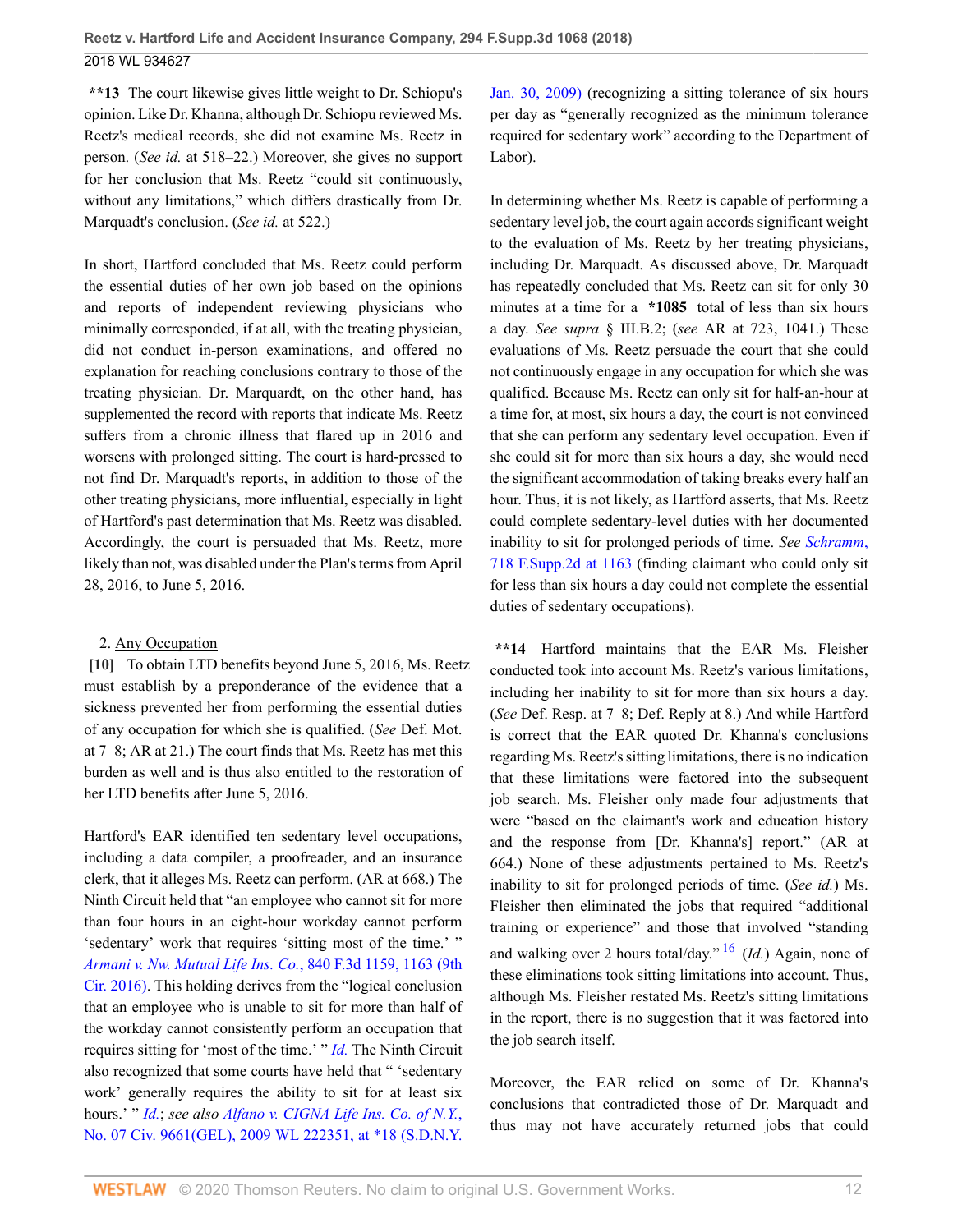**\*\*13** The court likewise gives little weight to Dr. Schiopu's opinion. Like Dr. Khanna, although Dr. Schiopu reviewed Ms. Reetz's medical records, she did not examine Ms. Reetz in person. (*See id.* at 518–22.) Moreover, she gives no support for her conclusion that Ms. Reetz "could sit continuously, without any limitations," which differs drastically from Dr. Marquadt's conclusion. (*See id.* at 522.)

In short, Hartford concluded that Ms. Reetz could perform the essential duties of her own job based on the opinions and reports of independent reviewing physicians who minimally corresponded, if at all, with the treating physician, did not conduct in-person examinations, and offered no explanation for reaching conclusions contrary to those of the treating physician. Dr. Marquardt, on the other hand, has supplemented the record with reports that indicate Ms. Reetz suffers from a chronic illness that flared up in 2016 and worsens with prolonged sitting. The court is hard-pressed to not find Dr. Marquadt's reports, in addition to those of the other treating physicians, more influential, especially in light of Hartford's past determination that Ms. Reetz was disabled. Accordingly, the court is persuaded that Ms. Reetz, more likely than not, was disabled under the Plan's terms from April 28, 2016, to June 5, 2016.

2. Any Occupation

**[10]** To obtain LTD benefits beyond June 5, 2016, Ms. Reetz must establish by a preponderance of the evidence that a sickness prevented her from performing the essential duties of any occupation for which she is qualified. (*See* Def. Mot. at 7–8; AR at 21.) The court finds that Ms. Reetz has met this burden as well and is thus also entitled to the restoration of her LTD benefits after June 5, 2016.

Hartford's EAR identified ten sedentary level occupations, including a data compiler, a proofreader, and an insurance clerk, that it alleges Ms. Reetz can perform. (AR at 668.) The Ninth Circuit held that "an employee who cannot sit for more than four hours in an eight-hour workday cannot perform 'sedentary' work that requires 'sitting most of the time.' " *Armani v. Nw. Mutual Life Ins. Co.*, 840 F.3d 1159, 1163 (9th Cir. 2016). This holding derives from the "logical conclusion that an employee who is unable to sit for more than half of the workday cannot consistently perform an occupation that requires sitting for 'most of the time.' " *Id.* The Ninth Circuit also recognized that some courts have held that " 'sedentary work' generally requires the ability to sit for at least six hours.' " *Id.*; *see also Alfano v. CIGNA Life Ins. Co. of N.Y.*, No. 07 Civ. 9661(GEL), 2009 WL 222351, at \*18 (S.D.N.Y. Jan. 30, 2009) (recognizing a sitting tolerance of six hours per day as "generally recognized as the minimum tolerance required for sedentary work" according to the Department of Labor).

In determining whether Ms. Reetz is capable of performing a sedentary level job, the court again accords significant weight to the evaluation of Ms. Reetz by her treating physicians, including Dr. Marquadt. As discussed above, Dr. Marquadt has repeatedly concluded that Ms. Reetz can sit for only 30 minutes at a time for a **\*1085** total of less than six hours a day. *See supra* § III.B.2; (*see* AR at 723, 1041.) These evaluations of Ms. Reetz persuade the court that she could not continuously engage in any occupation for which she was qualified. Because Ms. Reetz can only sit for half-an-hour at a time for, at most, six hours a day, the court is not convinced that she can perform any sedentary level occupation. Even if she could sit for more than six hours a day, she would need the significant accommodation of taking breaks every half an hour. Thus, it is not likely, as Hartford asserts, that Ms. Reetz could complete sedentary-level duties with her documented inability to sit for prolonged periods of time. *See Schramm*, 718 F.Supp.2d at 1163 (finding claimant who could only sit for less than six hours a day could not complete the essential duties of sedentary occupations).

**\*\*14** Hartford maintains that the EAR Ms. Fleisher conducted took into account Ms. Reetz's various limitations, including her inability to sit for more than six hours a day. (*See* Def. Resp. at 7–8; Def. Reply at 8.) And while Hartford is correct that the EAR quoted Dr. Khanna's conclusions regarding Ms. Reetz's sitting limitations, there is no indication that these limitations were factored into the subsequent job search. Ms. Fleisher only made four adjustments that were "based on the claimant's work and education history and the response from [Dr. Khanna's] report." (AR at 664.) None of these adjustments pertained to Ms. Reetz's inability to sit for prolonged periods of time. (*See id.*) Ms. Fleisher then eliminated the jobs that required "additional training or experience" and those that involved "standing and walking over 2 hours total/day."[16] (*Id.*) Again, none of these eliminations took sitting limitations into account. Thus, although Ms. Fleisher restated Ms. Reetz's sitting limitations in the report, there is no suggestion that it was factored into the job search itself.

Moreover, the EAR relied on some of Dr. Khanna's conclusions that contradicted those of Dr. Marquadt and thus may not have accurately returned jobs that could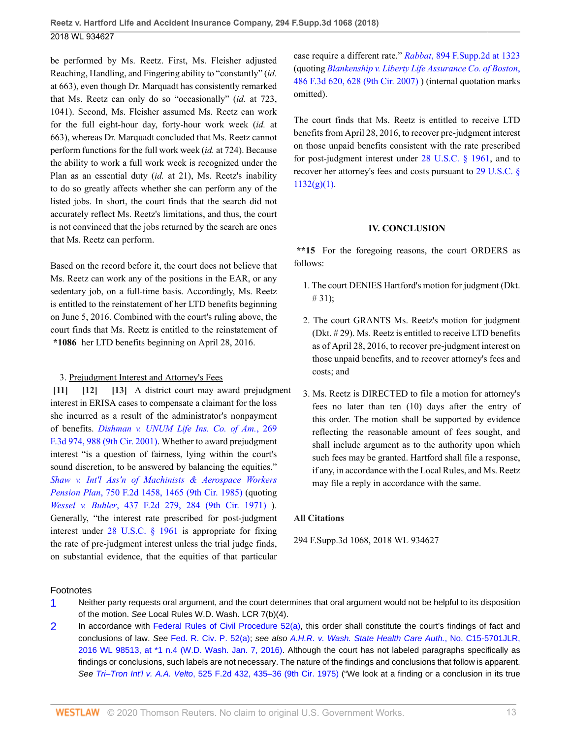be performed by Ms. Reetz. First, Ms. Fleisher adjusted Reaching, Handling, and Fingering ability to "constantly" (*id.* at 663), even though Dr. Marquadt has consistently remarked that Ms. Reetz can only do so "occasionally" (*id.* at 723, 1041). Second, Ms. Fleisher assumed Ms. Reetz can work for the full eight-hour day, forty-hour work week (*id.* at 663), whereas Dr. Marquadt concluded that Ms. Reetz cannot perform functions for the full work week (*id.* at 724). Because the ability to work a full work week is recognized under the Plan as an essential duty (*id.* at 21), Ms. Reetz's inability to do so greatly affects whether she can perform any of the listed jobs. In short, the court finds that the search did not accurately reflect Ms. Reetz's limitations, and thus, the court is not convinced that the jobs returned by the search are ones that Ms. Reetz can perform.

Based on the record before it, the court does not believe that Ms. Reetz can work any of the positions in the EAR, or any sedentary job, on a full-time basis. Accordingly, Ms. Reetz is entitled to the reinstatement of her LTD benefits beginning on June 5, 2016. Combined with the court's ruling above, the court finds that Ms. Reetz is entitled to the reinstatement of **\*1086** her LTD benefits beginning on April 28, 2016.

3. Prejudgment Interest and Attorney's Fees

**[11] [12] [13]** A district court may award prejudgment interest in ERISA cases to compensate a claimant for the loss she incurred as a result of the administrator's nonpayment of benefits. *Dishman v. UNUM Life Ins. Co. of Am.*, 269 F.3d 974, 988 (9th Cir. 2001). Whether to award prejudgment interest "is a question of fairness, lying within the court's sound discretion, to be answered by balancing the equities." *Shaw v. Int'l Ass'n of Machinists & Aerospace Workers Pension Plan*, 750 F.2d 1458, 1465 (9th Cir. 1985) (quoting *Wessel v. Buhler*, 437 F.2d 279, 284 (9th Cir. 1971) ). Generally, "the interest rate prescribed for post-judgment interest under 28 U.S.C. § 1961 is appropriate for fixing the rate of pre-judgment interest unless the trial judge finds, on substantial evidence, that the equities of that particular case require a different rate." *Rabbat*, 894 F.Supp.2d at 1323 (quoting *Blankenship v. Liberty Life Assurance Co. of Boston*, 486 F.3d 620, 628 (9th Cir. 2007) ) (internal quotation marks omitted).

The court finds that Ms. Reetz is entitled to receive LTD benefits from April 28, 2016, to recover pre-judgment interest on those unpaid benefits consistent with the rate prescribed for post-judgment interest under 28 U.S.C. § 1961, and to recover her attorney's fees and costs pursuant to 29 U.S.C. § 1132(g)(1).

## IV. CONCLUSION

**\*\*15** For the foregoing reasons, the court ORDERS as follows:

1. The court DENIES Hartford's motion for judgment (Dkt. # 31);

2. The court GRANTS Ms. Reetz's motion for judgment (Dkt. # 29). Ms. Reetz is entitled to receive LTD benefits as of April 28, 2016, to recover pre-judgment interest on those unpaid benefits, and to recover attorney's fees and costs; and

3. Ms. Reetz is DIRECTED to file a motion for attorney's fees no later than ten (10) days after the entry of this order. The motion shall be supported by evidence reflecting the reasonable amount of fees sought, and shall include argument as to the authority upon which such fees may be granted. Hartford shall file a response, if any, in accordance with the Local Rules, and Ms. Reetz may file a reply in accordance with the same.

### All Citations

294 F.Supp.3d 1068, 2018 WL 934627

### Footnotes

1. Neither party requests oral argument, and the court determines that oral argument would not be helpful to its disposition of the motion. *See* Local Rules W.D. Wash. LCR 7(b)(4).

2. In accordance with Federal Rules of Civil Procedure 52(a), this order shall constitute the court's findings of fact and conclusions of law. *See* Fed. R. Civ. P. 52(a); *see also A.H.R. v. Wash. State Health Care Auth.*, No. C15-5701JLR, 2016 WL 98513, at \*1 n.4 (W.D. Wash. Jan. 7, 2016). Although the court has not labeled paragraphs specifically as findings or conclusions, such labels are not necessary. The nature of the findings and conclusions that follow is apparent. *See Tri–Tron Int'l v. A.A. Velto*, 525 F.2d 432, 435–36 (9th Cir. 1975) ("We look at a finding or a conclusion in its true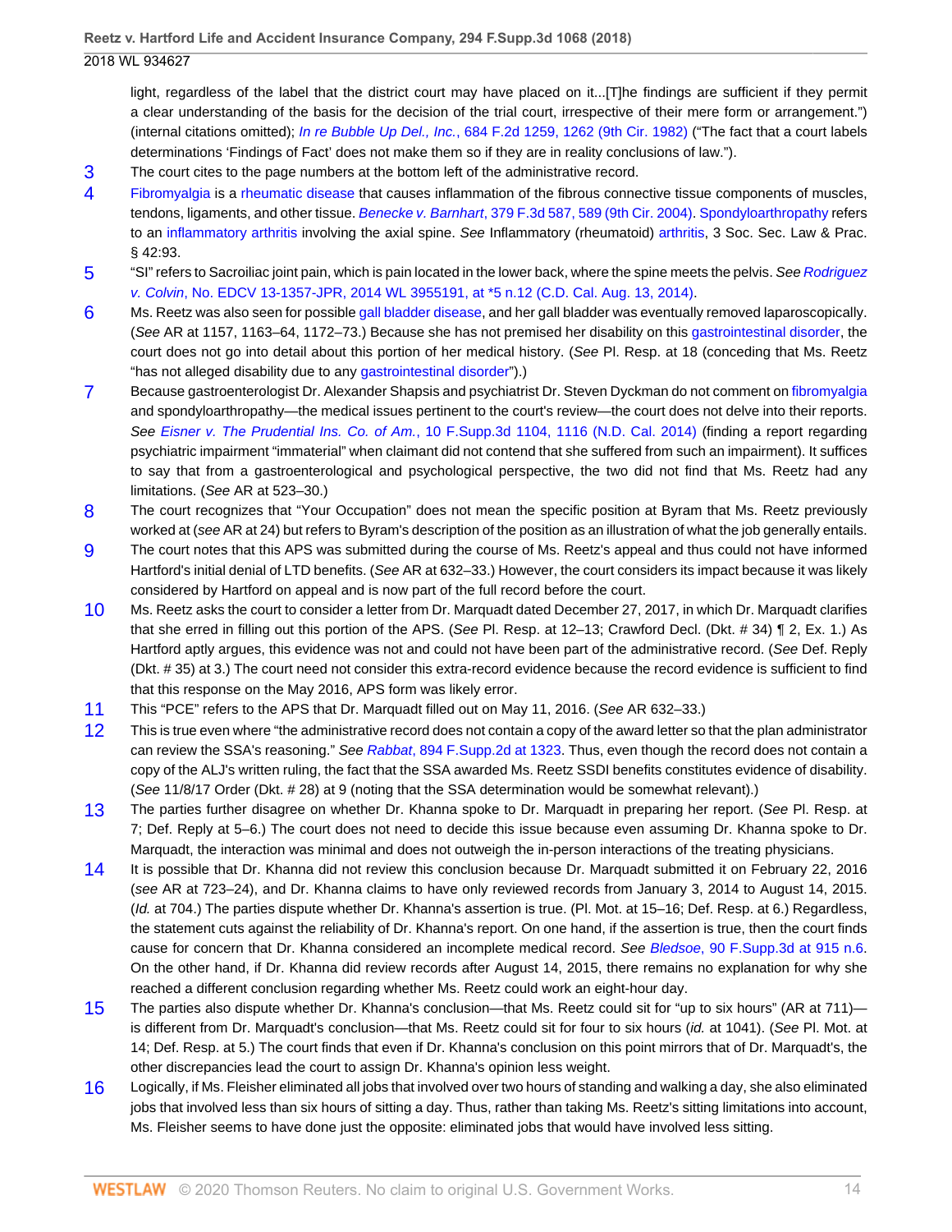light, regardless of the label that the district court may have placed on it...[T]he findings are sufficient if they permit a clear understanding of the basis for the decision of the trial court, irrespective of their mere form or arrangement.") (internal citations omitted); *In re Bubble Up Del., Inc.*, 684 F.2d 1259, 1262 (9th Cir. 1982) ("The fact that a court labels determinations 'Findings of Fact' does not make them so if they are in reality conclusions of law.").

3 The court cites to the page numbers at the bottom left of the administrative record.

4 Fibromyalgia is a rheumatic disease that causes inflammation of the fibrous connective tissue components of muscles, tendons, ligaments, and other tissue. *Benecke v. Barnhart*, 379 F.3d 587, 589 (9th Cir. 2004). Spondyloarthropathy refers to an inflammatory arthritis involving the axial spine. *See* Inflammatory (rheumatoid) arthritis, 3 Soc. Sec. Law & Prac. § 42:93.

5 "SI" refers to Sacroiliac joint pain, which is pain located in the lower back, where the spine meets the pelvis. *See Rodriguez v. Colvin*, No. EDCV 13-1357-JPR, 2014 WL 3955191, at *5 n.12 (C.D. Cal. Aug. 13, 2014).

6 Ms. Reetz was also seen for possible gall bladder disease, and her gall bladder was eventually removed laparoscopically. (*See* AR at 1157, 1163–64, 1172–73.) Because she has not premised her disability on this gastrointestinal disorder, the court does not go into detail about this portion of her medical history. (*See* Pl. Resp. at 18 (conceding that Ms. Reetz "has not alleged disability due to any gastrointestinal disorder").)

7 Because gastroenterologist Dr. Alexander Shapsis and psychiatrist Dr. Steven Dyckman do not comment on fibromyalgia and spondyloarthropathy—the medical issues pertinent to the court's review—the court does not delve into their reports. *See Eisner v. The Prudential Ins. Co. of Am.*, 10 F.Supp.3d 1104, 1116 (N.D. Cal. 2014) (finding a report regarding psychiatric impairment "immaterial" when claimant did not contend that she suffered from such an impairment). It suffices to say that from a gastroenterological and psychological perspective, the two did not find that Ms. Reetz had any limitations. (*See* AR at 523–30.)

8 The court recognizes that "Your Occupation" does not mean the specific position at Byram that Ms. Reetz previously worked at (*see* AR at 24) but refers to Byram's description of the position as an illustration of what the job generally entails.

9 The court notes that this APS was submitted during the course of Ms. Reetz's appeal and thus could not have informed Hartford's initial denial of LTD benefits. (*See* AR at 632–33.) However, the court considers its impact because it was likely considered by Hartford on appeal and is now part of the full record before the court.

10 Ms. Reetz asks the court to consider a letter from Dr. Marquadt dated December 27, 2017, in which Dr. Marquadt clarifies that she erred in filling out this portion of the APS. (*See* Pl. Resp. at 12–13; Crawford Decl. (Dkt. # 34) ¶ 2, Ex. 1.) As Hartford aptly argues, this evidence was not and could not have been part of the administrative record. (*See* Def. Reply (Dkt. # 35) at 3.) The court need not consider this extra-record evidence because the record evidence is sufficient to find that this response on the May 2016, APS form was likely error.

11 This "PCE" refers to the APS that Dr. Marquadt filled out on May 11, 2016. (*See* AR 632–33.)

12 This is true even where "the administrative record does not contain a copy of the award letter so that the plan administrator can review the SSA's reasoning." *See Rabbat*, 894 F.Supp.2d at 1323. Thus, even though the record does not contain a copy of the ALJ's written ruling, the fact that the SSA awarded Ms. Reetz SSDI benefits constitutes evidence of disability. (*See* 11/8/17 Order (Dkt. # 28) at 9 (noting that the SSA determination would be somewhat relevant).)

13 The parties further disagree on whether Dr. Khanna spoke to Dr. Marquadt in preparing her report. (*See* Pl. Resp. at 7; Def. Reply at 5–6.) The court does not need to decide this issue because even assuming Dr. Khanna spoke to Dr. Marquadt, the interaction was minimal and does not outweigh the in-person interactions of the treating physicians.

14 It is possible that Dr. Khanna did not review this conclusion because Dr. Marquadt submitted it on February 22, 2016 (*see* AR at 723–24), and Dr. Khanna claims to have only reviewed records from January 3, 2014 to August 14, 2015. (*Id.* at 704.) The parties dispute whether Dr. Khanna's assertion is true. (Pl. Mot. at 15–16; Def. Resp. at 6.) Regardless, the statement cuts against the reliability of Dr. Khanna's report. On one hand, if the assertion is true, then the court finds cause for concern that Dr. Khanna considered an incomplete medical record. *See Bledsoe*, 90 F.Supp.3d at 915 n.6. On the other hand, if Dr. Khanna did review records after August 14, 2015, there remains no explanation for why she reached a different conclusion regarding whether Ms. Reetz could work an eight-hour day.

15 The parties also dispute whether Dr. Khanna's conclusion—that Ms. Reetz could sit for "up to six hours" (AR at 711)—is different from Dr. Marquadt's conclusion—that Ms. Reetz could sit for four to six hours (*id.* at 1041). (*See* Pl. Mot. at 14; Def. Resp. at 5.) The court finds that even if Dr. Khanna's conclusion on this point mirrors that of Dr. Marquadt's, the other discrepancies lead the court to assign Dr. Khanna's opinion less weight.

16 Logically, if Ms. Fleisher eliminated all jobs that involved over two hours of standing and walking a day, she also eliminated jobs that involved less than six hours of sitting a day. Thus, rather than taking Ms. Reetz's sitting limitations into account, Ms. Fleisher seems to have done just the opposite: eliminated jobs that would have involved less sitting.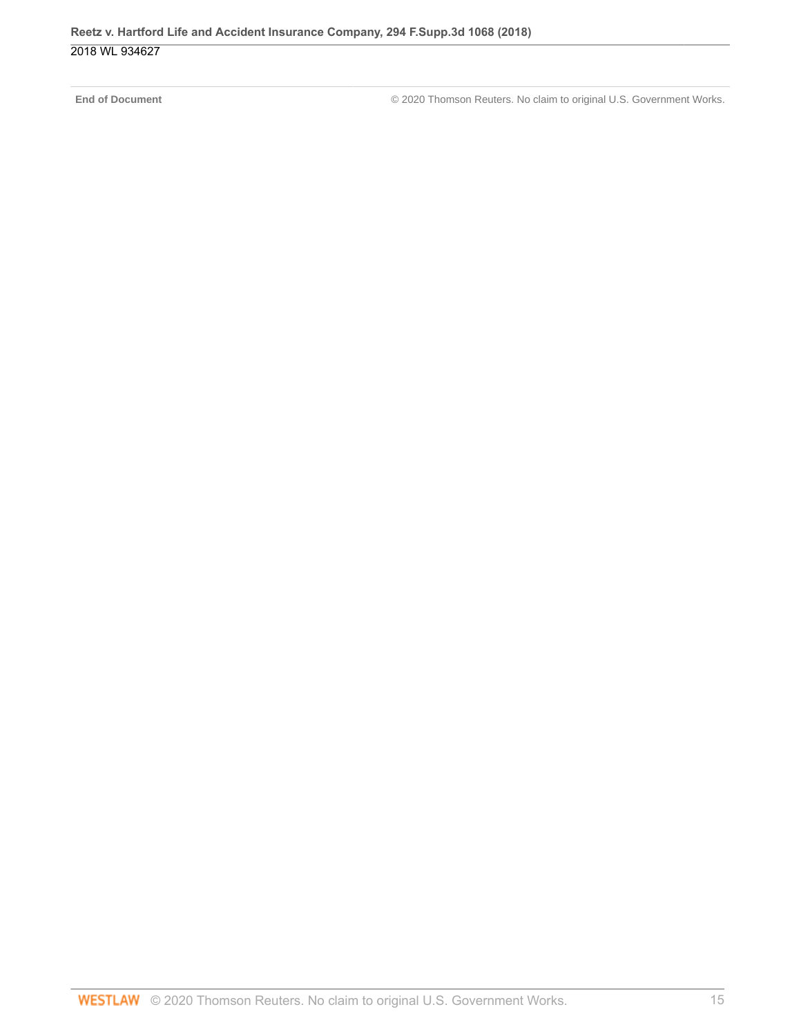**End of Document** © 2020 Thomson Reuters. No claim to original U.S. Government Works.